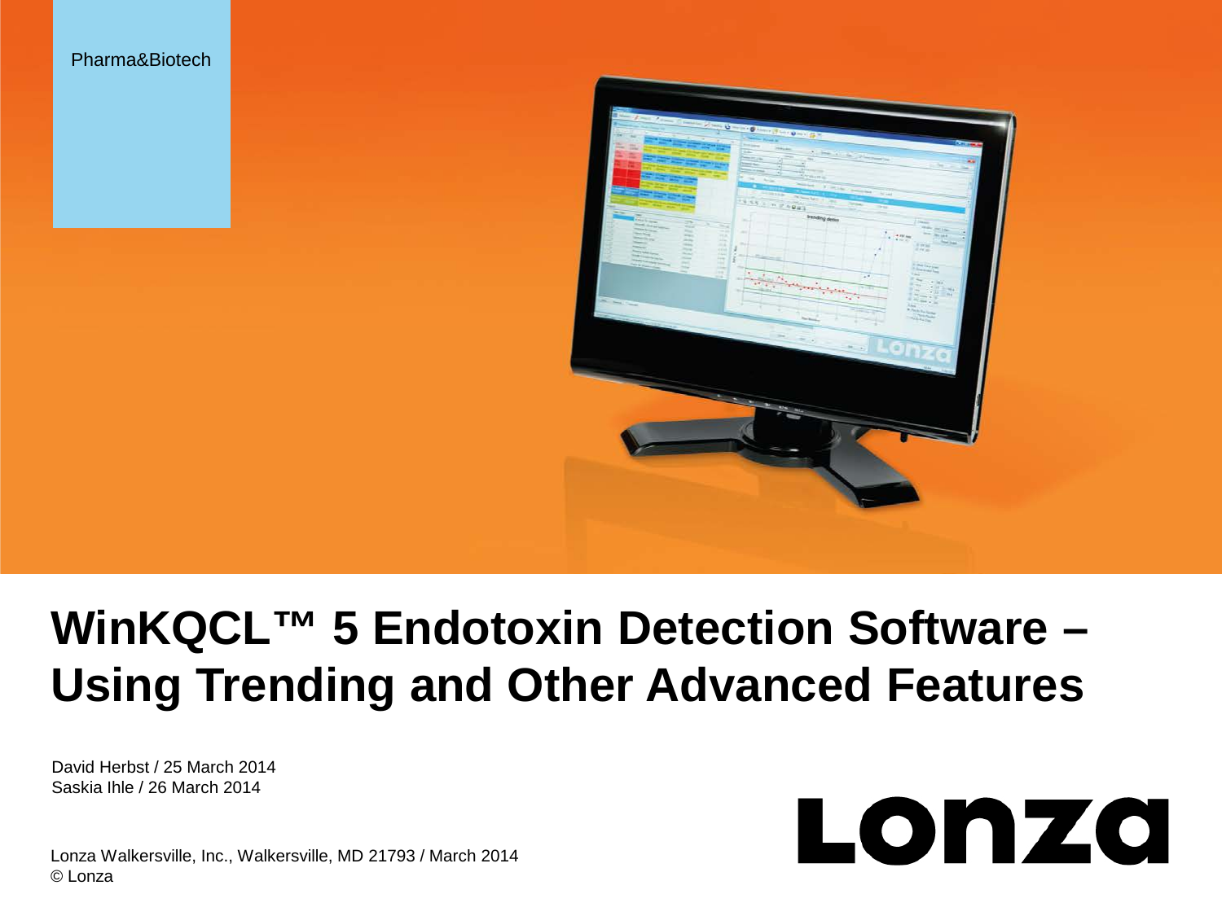Pharma&Biotech

# WinKQCL™ 5 Endotoxin Detection Software – Using Trending and Other Advanced Features

David Herbst / 25 March 2014
Saskia Ihle / 26 March 2014

Lonza Walkersville, Inc., Walkersville, MD 21793 / March 2014
© Lonza

Lonza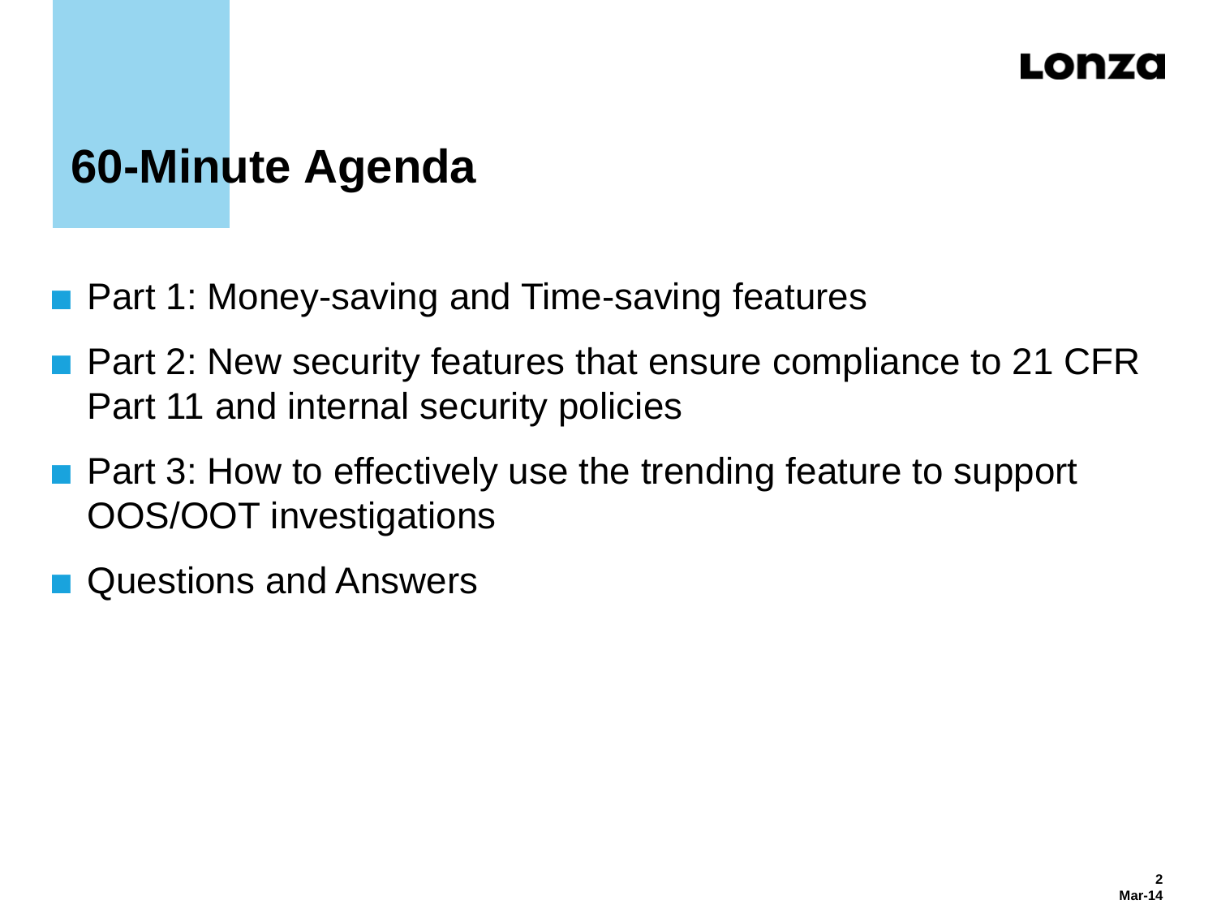# 60-Minute Agenda

- Part 1: Money-saving and Time-saving features
- Part 2: New security features that ensure compliance to 21 CFR Part 11 and internal security policies
- Part 3: How to effectively use the trending feature to support OOS/OOT investigations
- Questions and Answers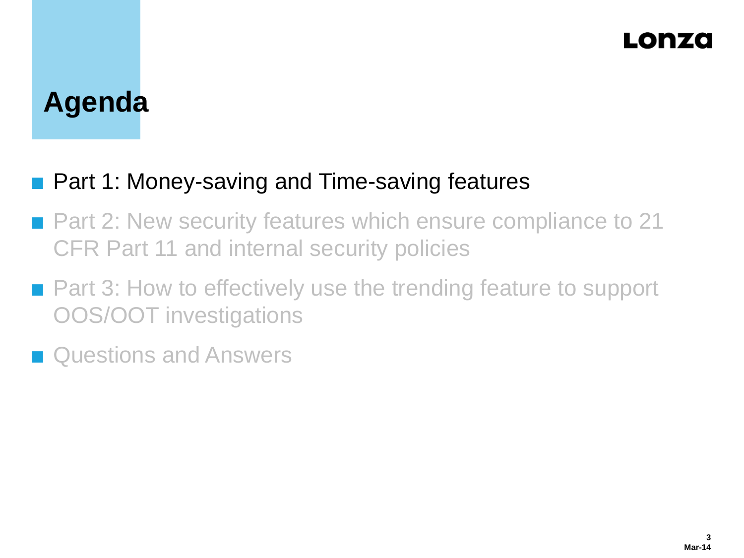# Agenda

- Part 1: Money-saving and Time-saving features
- Part 2: New security features which ensure compliance to 21 CFR Part 11 and internal security policies
- Part 3: How to effectively use the trending feature to support OOS/OOT investigations
- Questions and Answers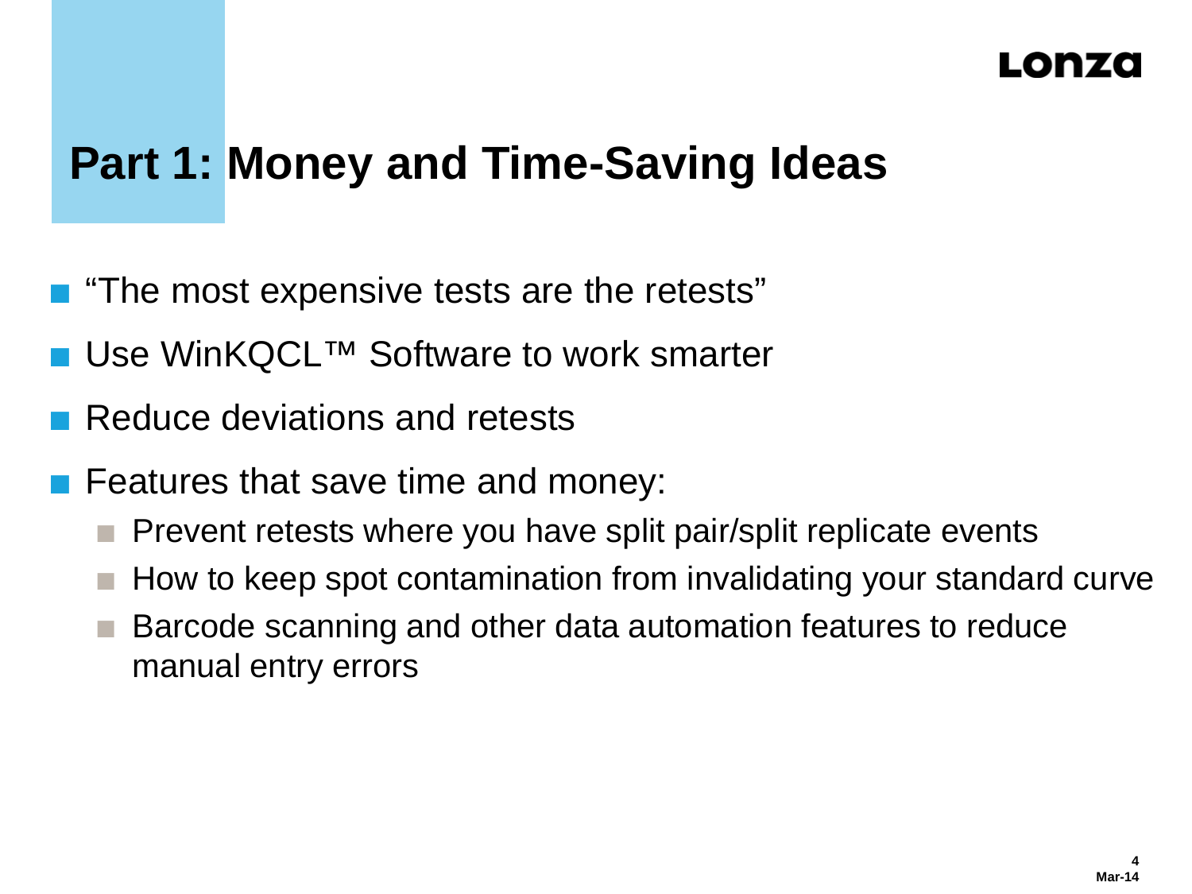# Part 1: Money and Time-Saving Ideas

- "The most expensive tests are the retests"
- Use WinKQCL™ Software to work smarter
- Reduce deviations and retests
- Features that save time and money:
  - Prevent retests where you have split pair/split replicate events
  - How to keep spot contamination from invalidating your standard curve
  - Barcode scanning and other data automation features to reduce manual entry errors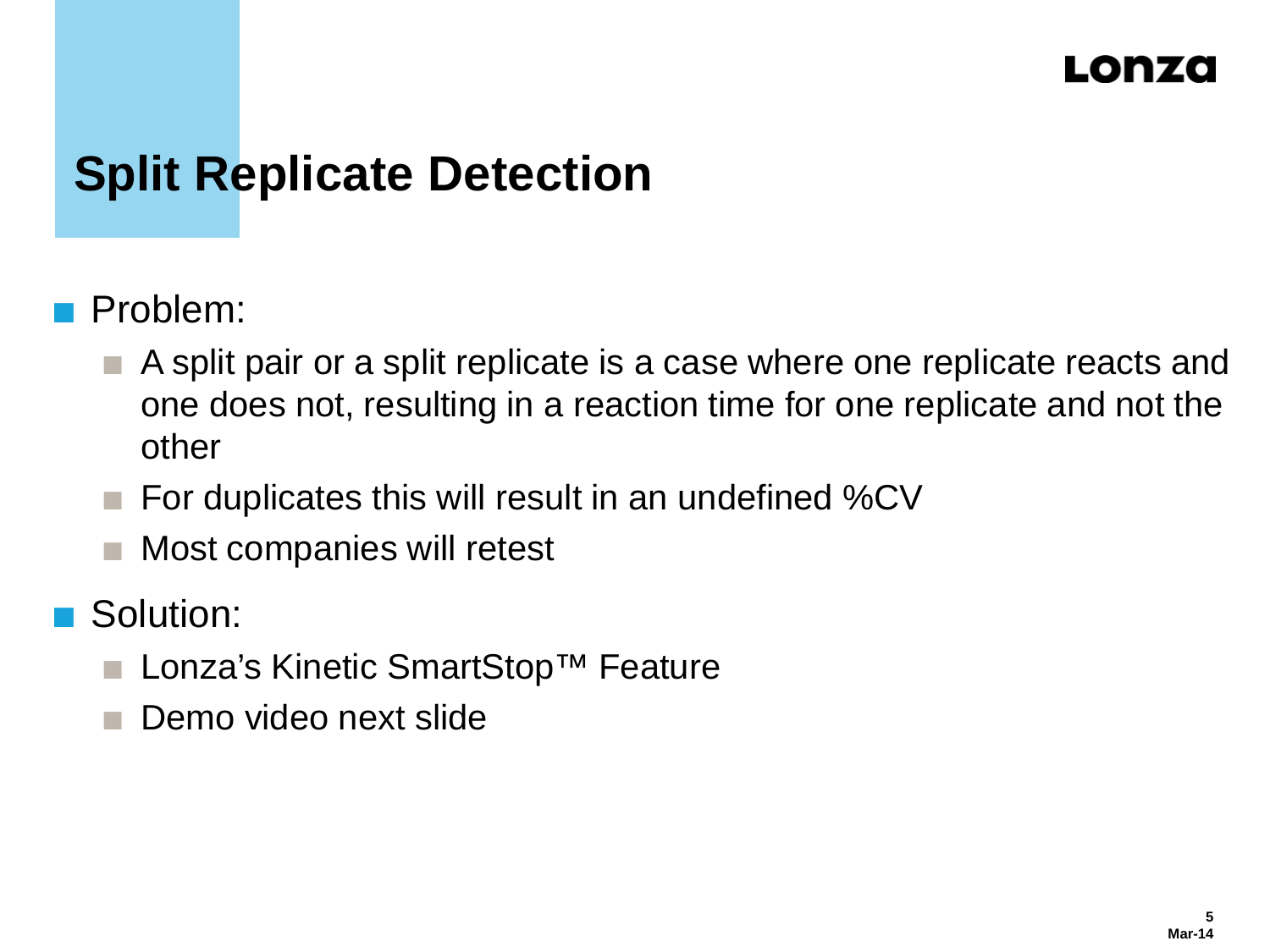# Split Replicate Detection

- Problem:
  - A split pair or a split replicate is a case where one replicate reacts and one does not, resulting in a reaction time for one replicate and not the other
  - For duplicates this will result in an undefined %CV
  - Most companies will retest
- Solution:
  - Lonza's Kinetic SmartStop™ Feature
  - Demo video next slide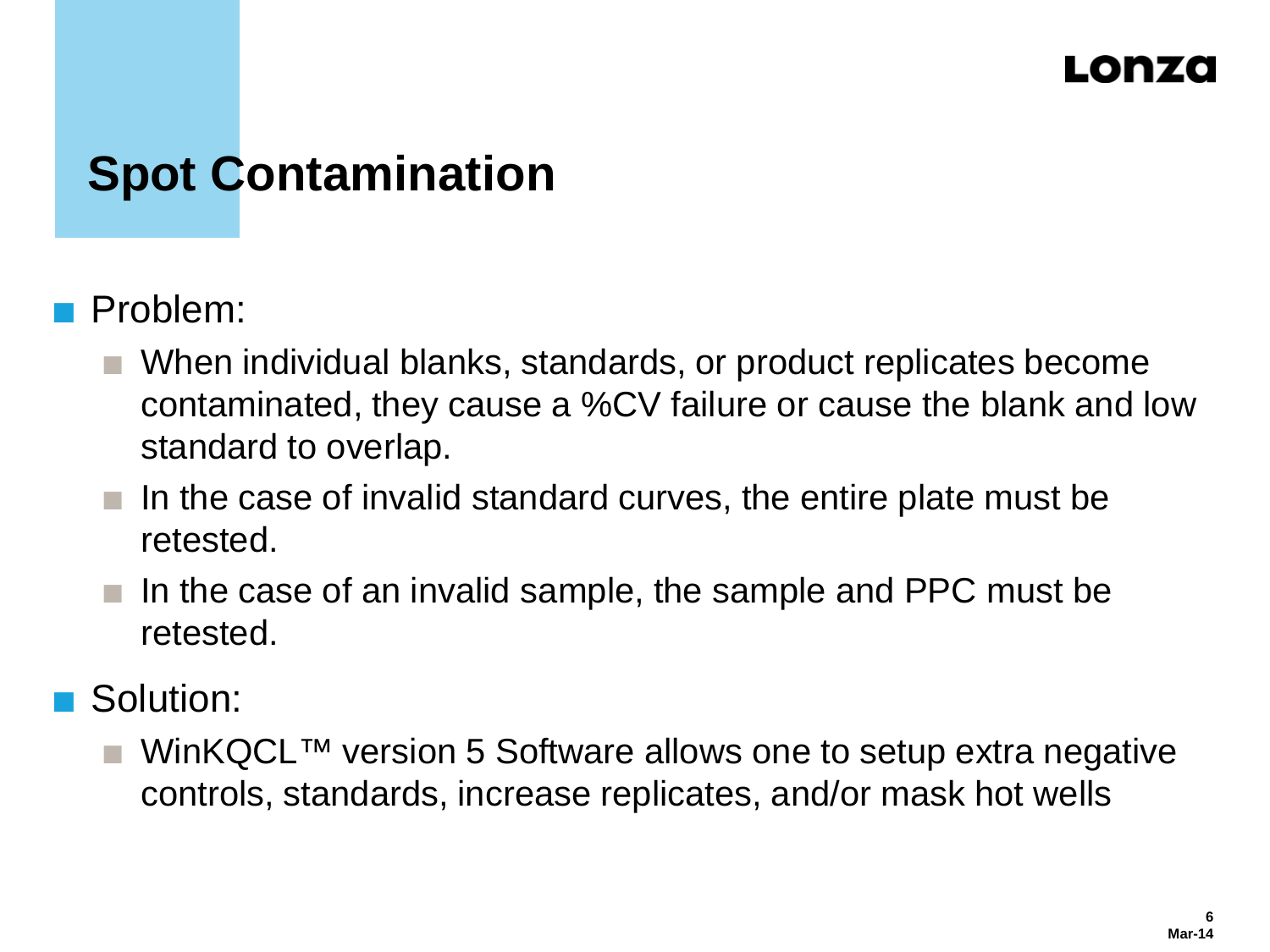# Spot Contamination

- Problem:
  - When individual blanks, standards, or product replicates become contaminated, they cause a %CV failure or cause the blank and low standard to overlap.
  - In the case of invalid standard curves, the entire plate must be retested.
  - In the case of an invalid sample, the sample and PPC must be retested.
- Solution:
  - WinKQCL™ version 5 Software allows one to setup extra negative controls, standards, increase replicates, and/or mask hot wells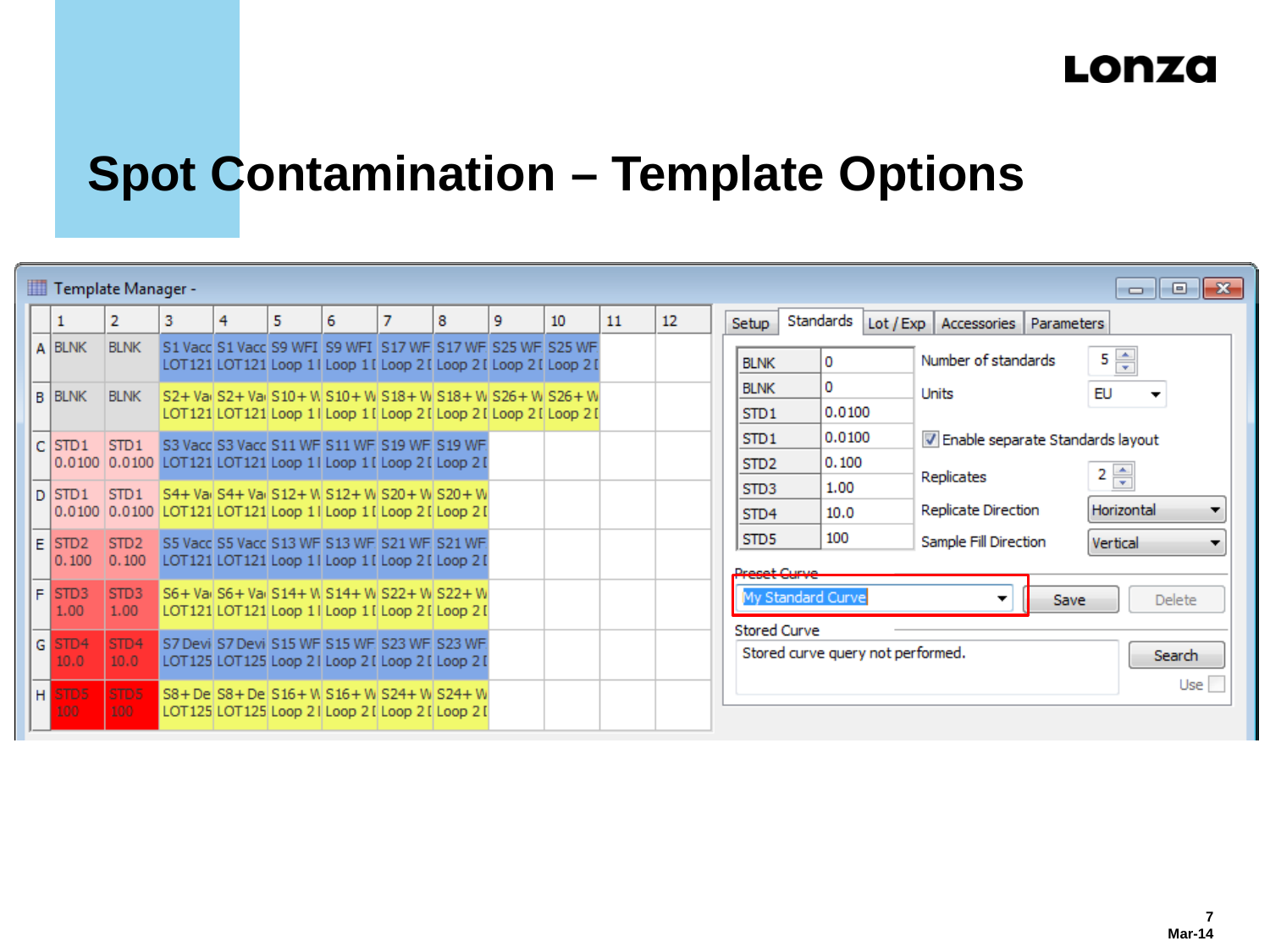# Spot Contamination – Template Options

Template Manager -

| | 1 | 2 | 3 | 4 | 5 | 6 | 7 | 8 | 9 | 10 | 11 | 12 |
|---|---|---|---|---|---|---|---|---|---|---|---|---|
| A | BLNK | BLNK | S1 Vacc LOT121 | S1 Vacc LOT121 | S9 WFI Loop 1 | S9 WFI Loop 1 | S17 WF Loop 2 | S17 WF Loop 2 | S25 WF Loop 2 | S25 WF Loop 2 | | |
| B | BLNK | BLNK | S2+ Va LOT121 | S2+ Va LOT121 | S10+ W Loop 1 | S10+ W Loop 1 | S18+ W Loop 2 | S18+ W Loop 2 | S26+ W Loop 2 | S26+ W Loop 2 | | |
| C | STD1 0.0100 | STD1 0.0100 | S3 Vacc LOT121 | S3 Vacc LOT121 | S11 WF Loop 1 | S11 WF Loop 1 | S19 WF Loop 2 | S19 WF Loop 2 | | | | |
| D | STD1 0.0100 | STD1 0.0100 | S4+ Va LOT121 | S4+ Va LOT121 | S12+ W Loop 1 | S12+ W Loop 1 | S20+ W Loop 2 | S20+ W Loop 2 | | | | |
| E | STD2 0.100 | STD2 0.100 | S5 Vacc LOT121 | S5 Vacc LOT121 | S13 WF Loop 1 | S13 WF Loop 1 | S21 WF Loop 2 | S21 WF Loop 2 | | | | |
| F | STD3 1.00 | STD3 1.00 | S6+ Va LOT121 | S6+ Va LOT121 | S14+ W Loop 1 | S14+ W Loop 1 | S22+ W Loop 2 | S22+ W Loop 2 | | | | |
| G | STD4 10.0 | STD4 10.0 | S7 Devi LOT125 | S7 Devi LOT125 | S15 WF Loop 2 | S15 WF Loop 2 | S23 WF Loop 2 | S23 WF Loop 2 | | | | |
| H | STD5 100 | STD5 100 | S8+ De LOT125 | S8+ De LOT125 | S16+ W Loop 2 | S16+ W Loop 2 | S24+ W Loop 2 | S24+ W Loop 2 | | | | |

Setup | Standards | Lot / Exp | Accessories | Parameters

| | |
|---|---|
| BLNK | 0 |
| BLNK | 0 |
| STD1 | 0.0100 |
| STD1 | 0.0100 |
| STD2 | 0.100 |
| STD3 | 1.00 |
| STD4 | 10.0 |
| STD5 | 100 |

Number of standards: 5

Units: EU

☑ Enable separate Standards layout

Replicates: 2

Replicate Direction: Horizontal

Sample Fill Direction: Vertical

Preset Curve: My Standard Curve — Save — Delete

Stored Curve: Stored curve query not performed. — Search — Use ☐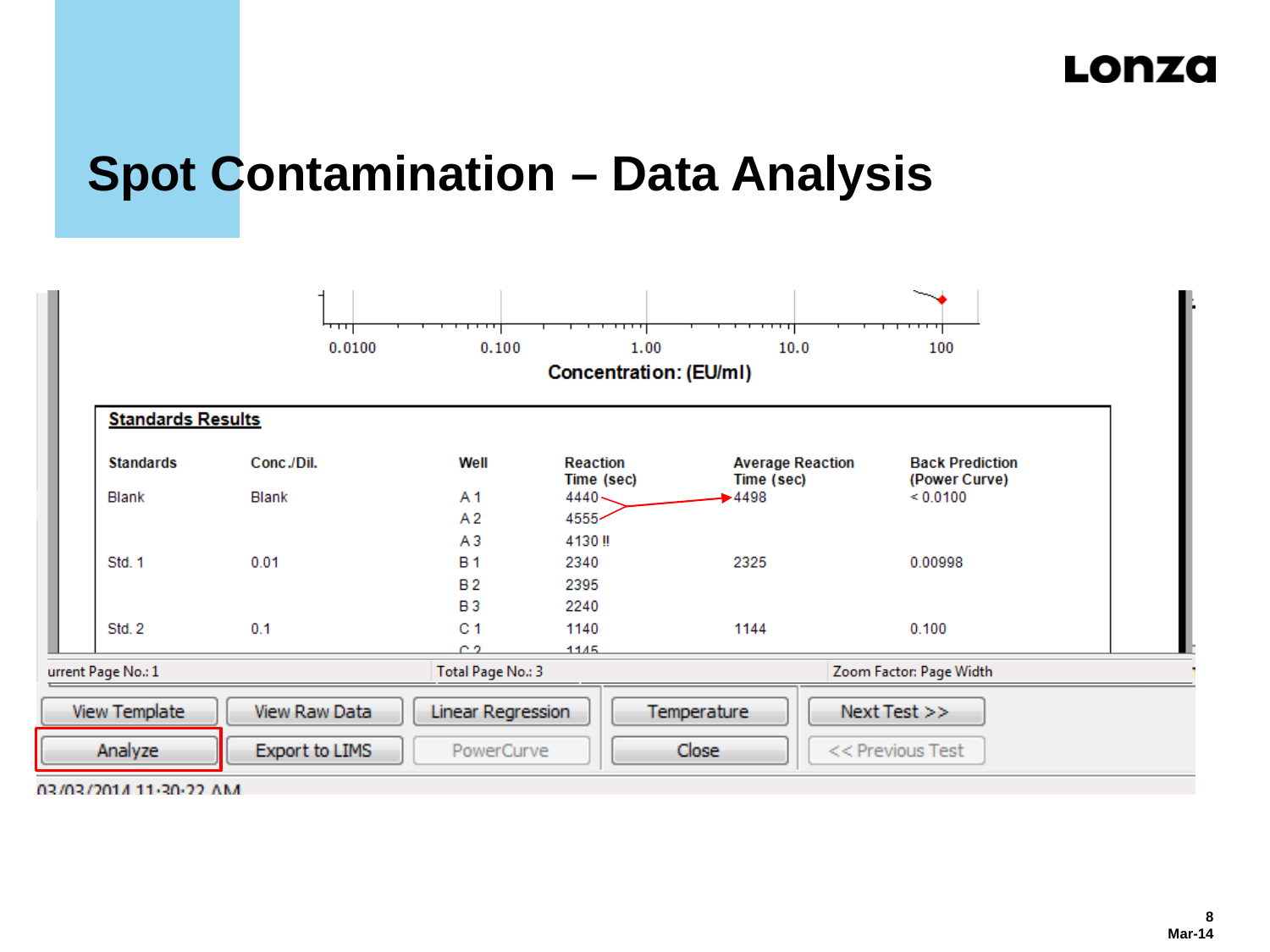# Spot Contamination – Data Analysis

0.0100 0.100 1.00 10.0 100

Concentration: (EU/ml)

**Standards Results**

| Standards | Conc./Dil. | Well | Reaction Time (sec) | Average Reaction Time (sec) | Back Prediction (Power Curve) |
|---|---|---|---|---|---|
| Blank | Blank | A 1 | 4440 | 4498 | < 0.0100 |
| | | A 2 | 4555 | | |
| | | A 3 | 4130 !! | | |
| Std. 1 | 0.01 | B 1 | 2340 | 2325 | 0.00998 |
| | | B 2 | 2395 | | |
| | | B 3 | 2240 | | |
| Std. 2 | 0.1 | C 1 | 1140 | 1144 | 0.100 |
| | | C 2 | 1145 | | |

urrent Page No.: 1 | Total Page No.: 3 | Zoom Factor: Page Width

View Template | View Raw Data | Linear Regression | Temperature | Next Test >>

Analyze | Export to LIMS | PowerCurve | Close | << Previous Test

03/03/2014 11:30:22 AM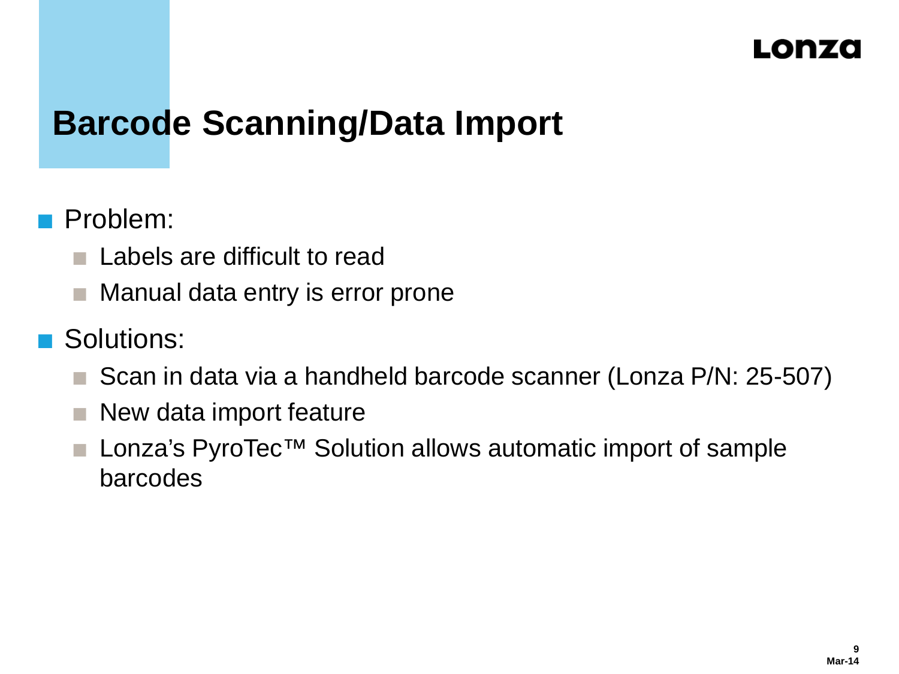# Barcode Scanning/Data Import

- Problem:
  - Labels are difficult to read
  - Manual data entry is error prone
- Solutions:
  - Scan in data via a handheld barcode scanner (Lonza P/N: 25-507)
  - New data import feature
  - Lonza's PyroTec™ Solution allows automatic import of sample barcodes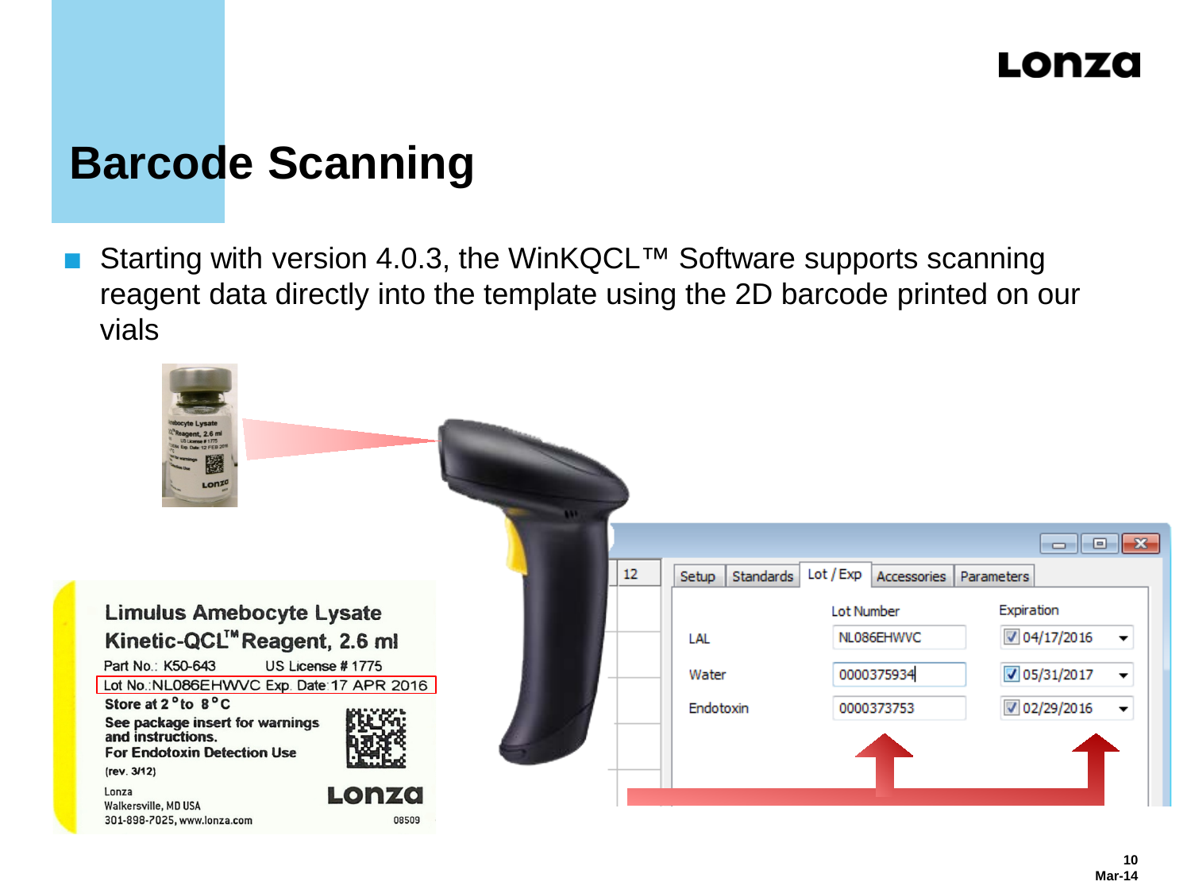# Barcode Scanning

- Starting with version 4.0.3, the WinKQCL™ Software supports scanning reagent data directly into the template using the 2D barcode printed on our vials

Limulus Amebocyte Lysate
Kinetic-QCL™ Reagent, 2.6 ml
Part No.: K50-643 US License # 1775
Lot No.:NL086EHWVC Exp. Date:17 APR 2016
Store at 2 °to 8 °C
See package insert for warnings and instructions.
For Endotoxin Detection Use
(rev. 3/12)
Lonza
Walkersville, MD USA
301-898-7025, www.lonza.com
08509

| | Lot Number | Expiration |
|---|---|---|
| LAL | NL086EHWVC | 04/17/2016 |
| Water | 0000375934 | 05/31/2017 |
| Endotoxin | 0000373753 | 02/29/2016 |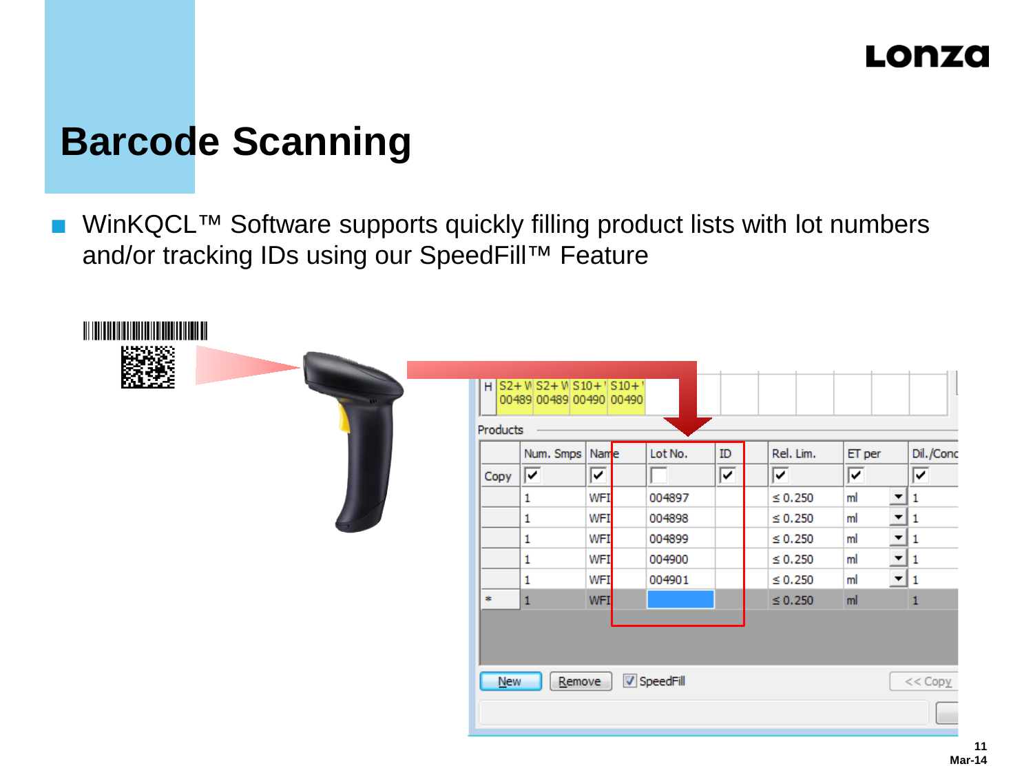# Barcode Scanning

- WinKQCL™ Software supports quickly filling product lists with lot numbers and/or tracking IDs using our SpeedFill™ Feature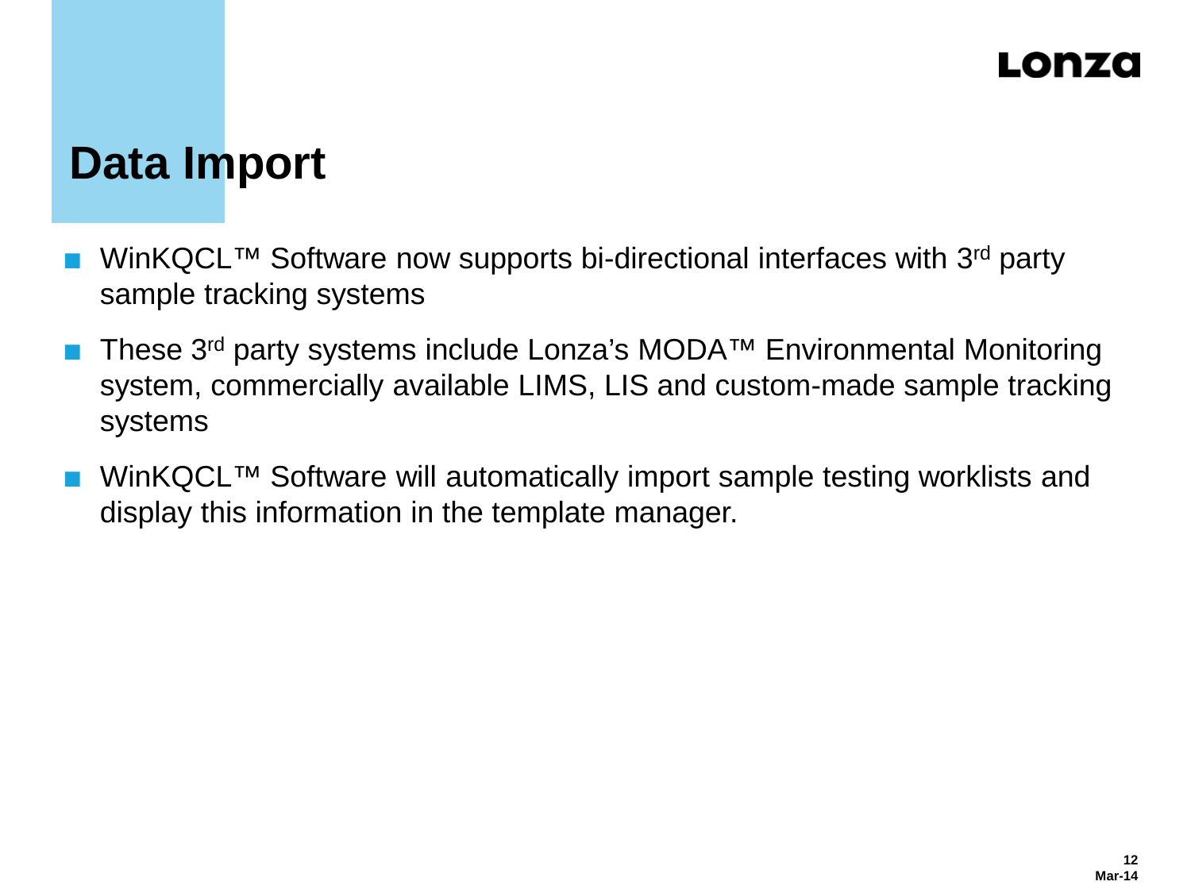# Data Import

- WinKQCL™ Software now supports bi-directional interfaces with 3rd party sample tracking systems
- These 3rd party systems include Lonza's MODA™ Environmental Monitoring system, commercially available LIMS, LIS and custom-made sample tracking systems
- WinKQCL™ Software will automatically import sample testing worklists and display this information in the template manager.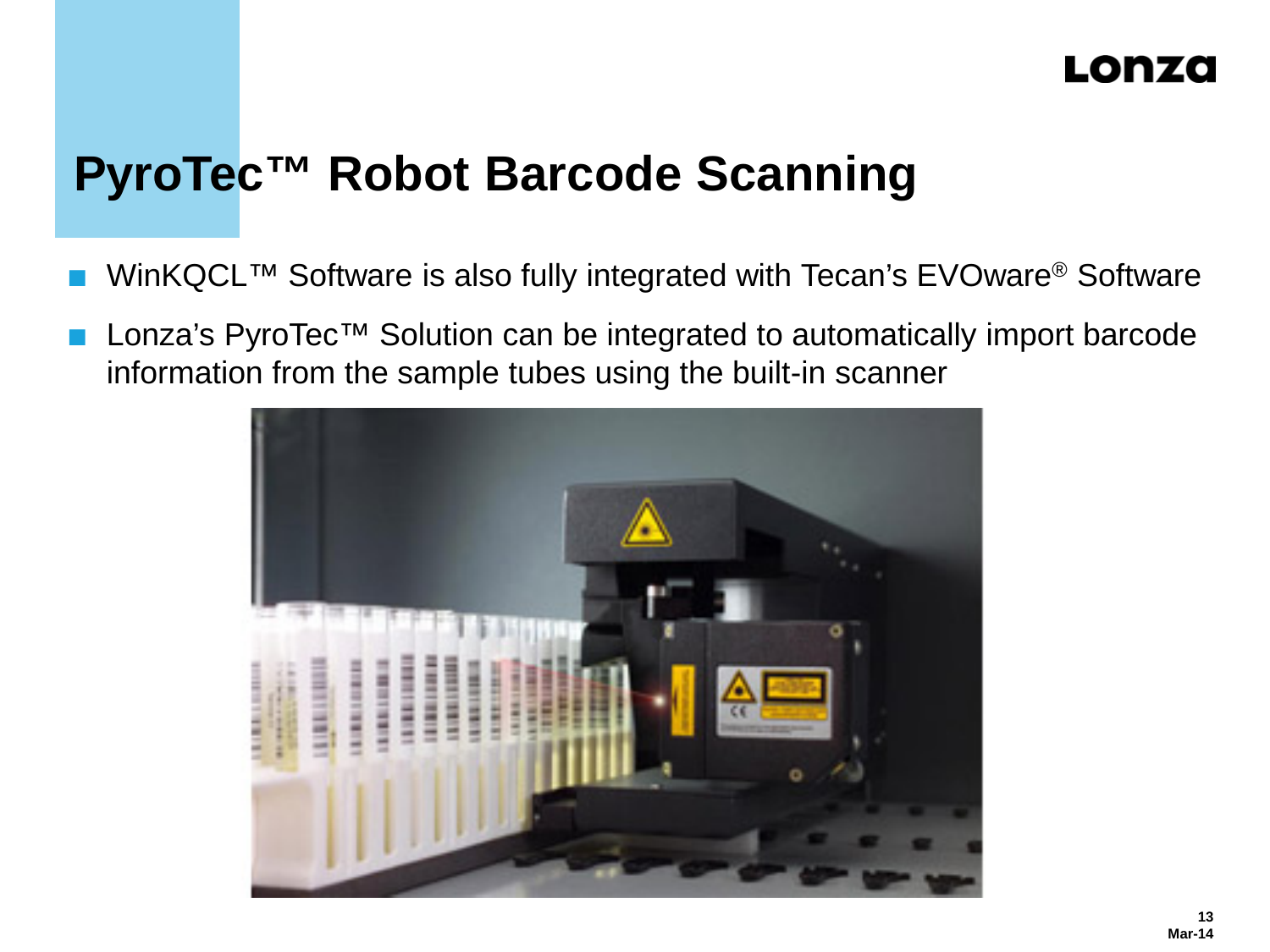# PyroTec™ Robot Barcode Scanning

- WinKQCL™ Software is also fully integrated with Tecan's EVOware® Software
- Lonza's PyroTec™ Solution can be integrated to automatically import barcode information from the sample tubes using the built-in scanner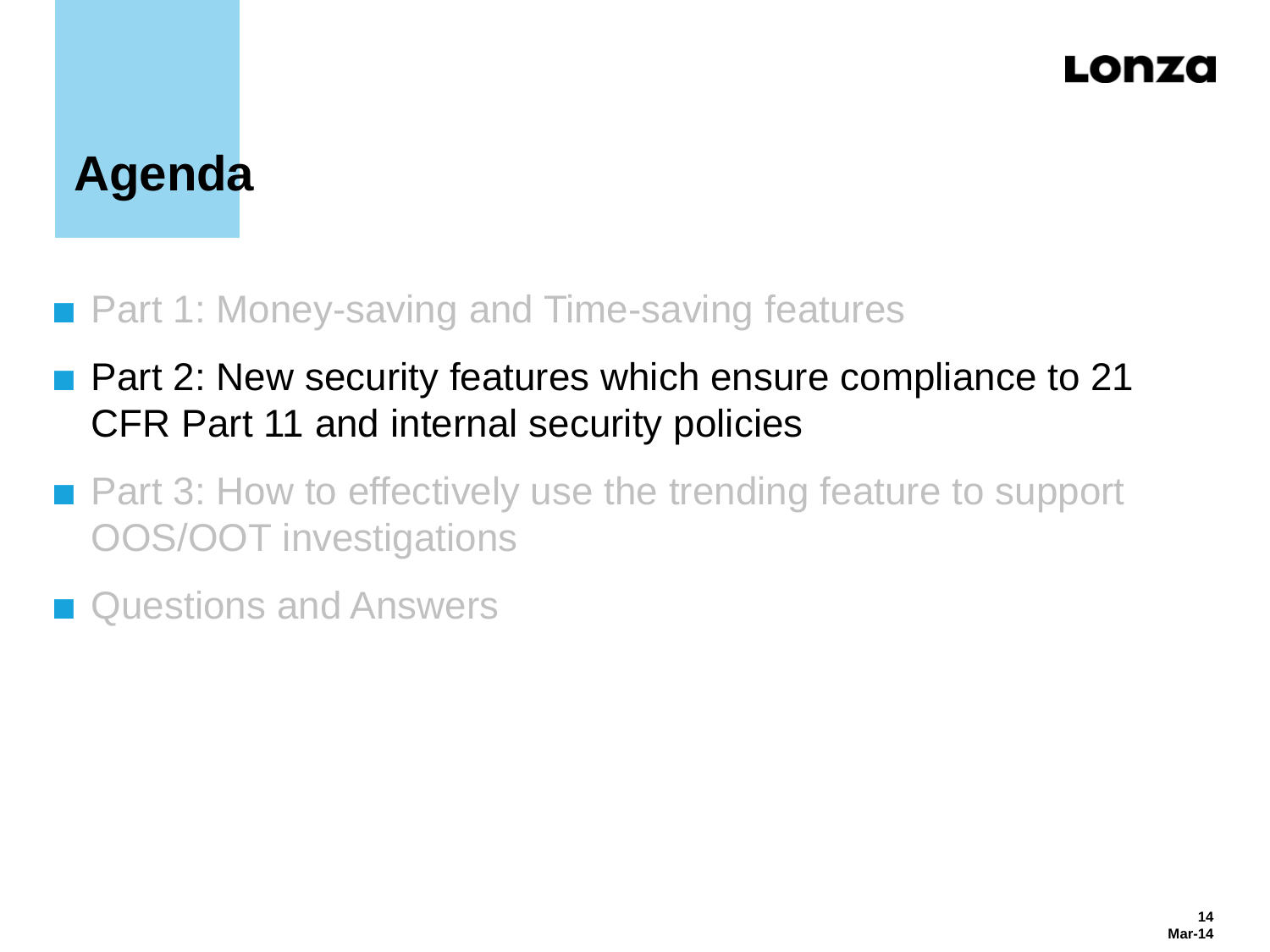# Agenda

- Part 1: Money-saving and Time-saving features
- Part 2: New security features which ensure compliance to 21 CFR Part 11 and internal security policies
- Part 3: How to effectively use the trending feature to support OOS/OOT investigations
- Questions and Answers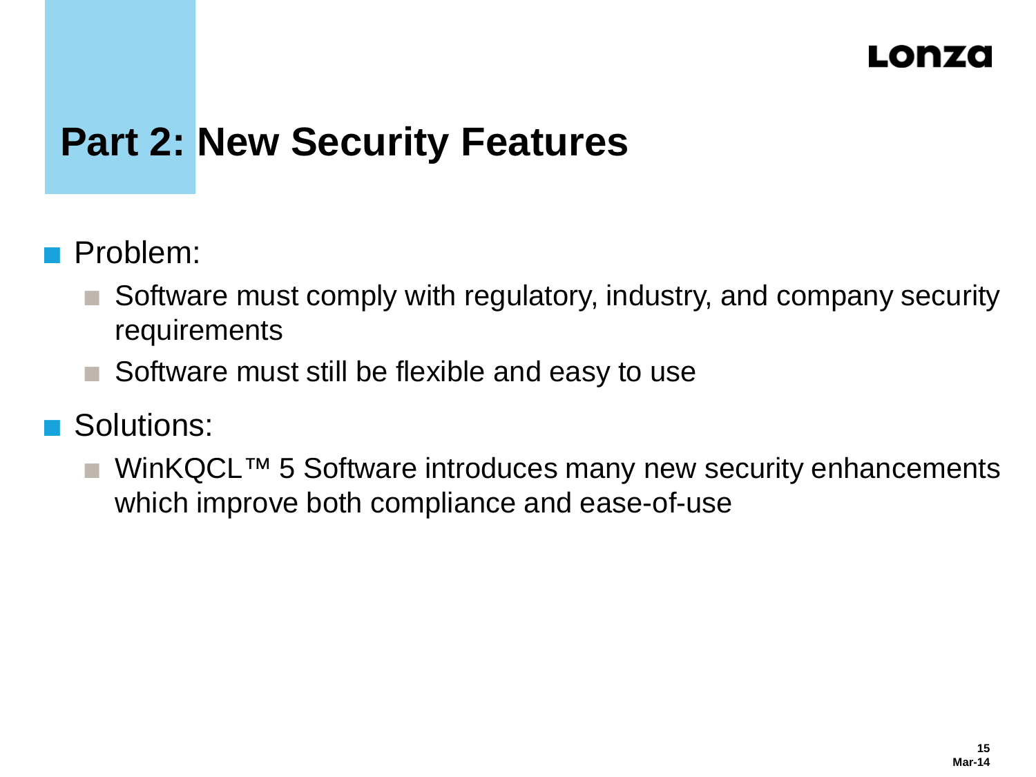# Part 2: New Security Features

- Problem:
  - Software must comply with regulatory, industry, and company security requirements
  - Software must still be flexible and easy to use
- Solutions:
  - WinKQCL™ 5 Software introduces many new security enhancements which improve both compliance and ease-of-use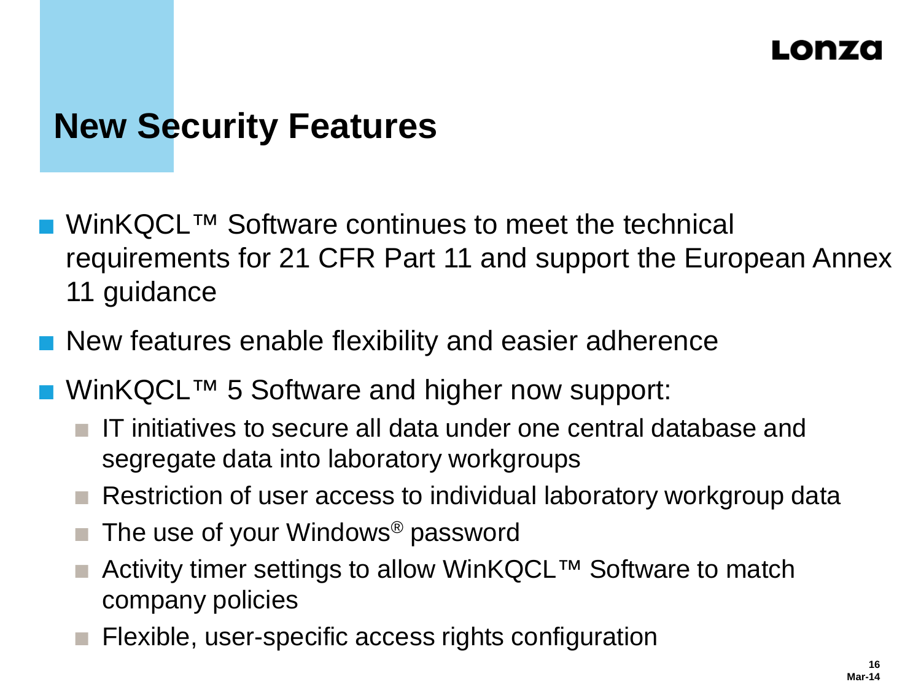# New Security Features

- WinKQCL™ Software continues to meet the technical requirements for 21 CFR Part 11 and support the European Annex 11 guidance
- New features enable flexibility and easier adherence
- WinKQCL™ 5 Software and higher now support:
  - IT initiatives to secure all data under one central database and segregate data into laboratory workgroups
  - Restriction of user access to individual laboratory workgroup data
  - The use of your Windows® password
  - Activity timer settings to allow WinKQCL™ Software to match company policies
  - Flexible, user-specific access rights configuration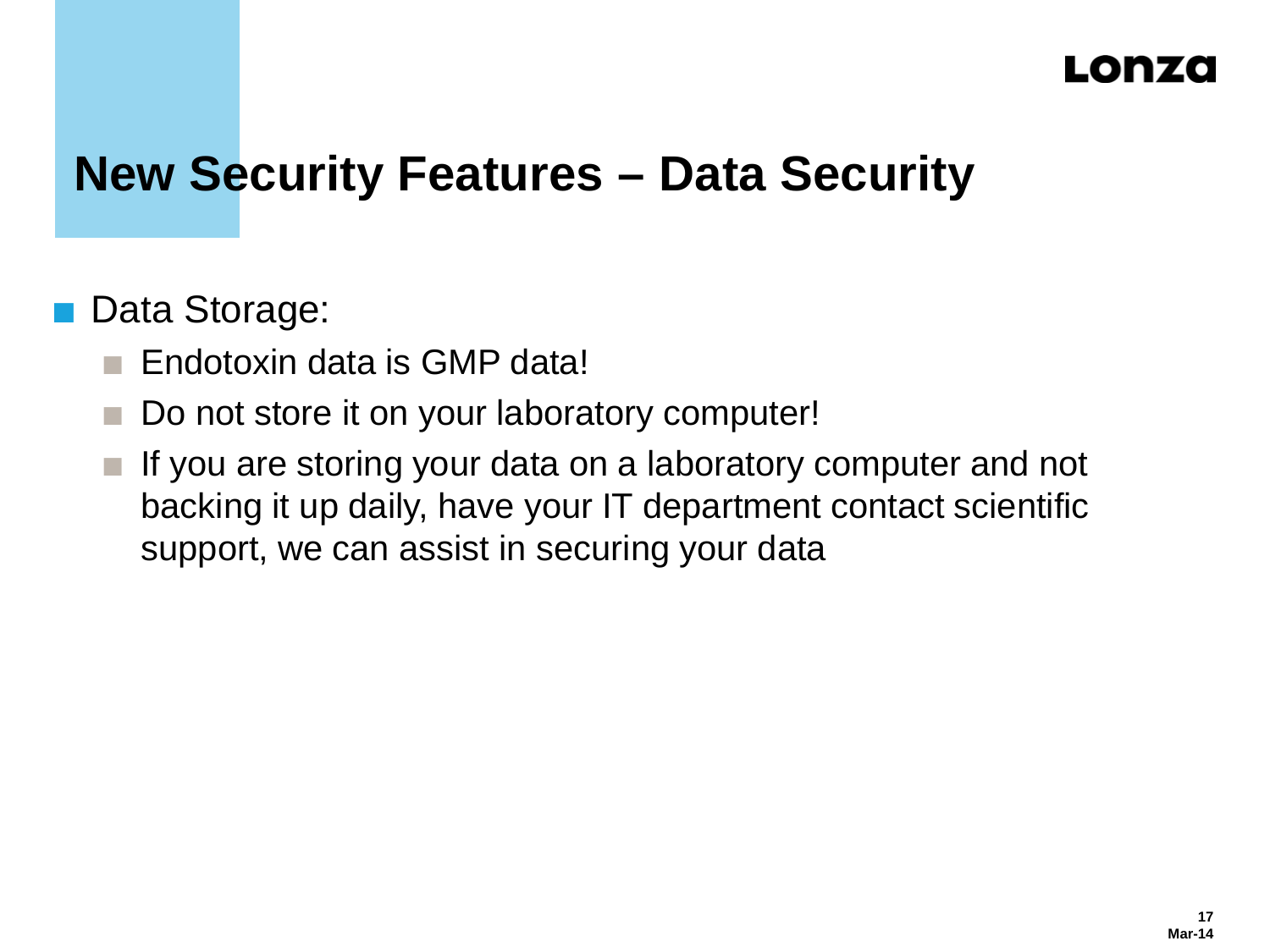# New Security Features – Data Security

- Data Storage:
  - Endotoxin data is GMP data!
  - Do not store it on your laboratory computer!
  - If you are storing your data on a laboratory computer and not backing it up daily, have your IT department contact scientific support, we can assist in securing your data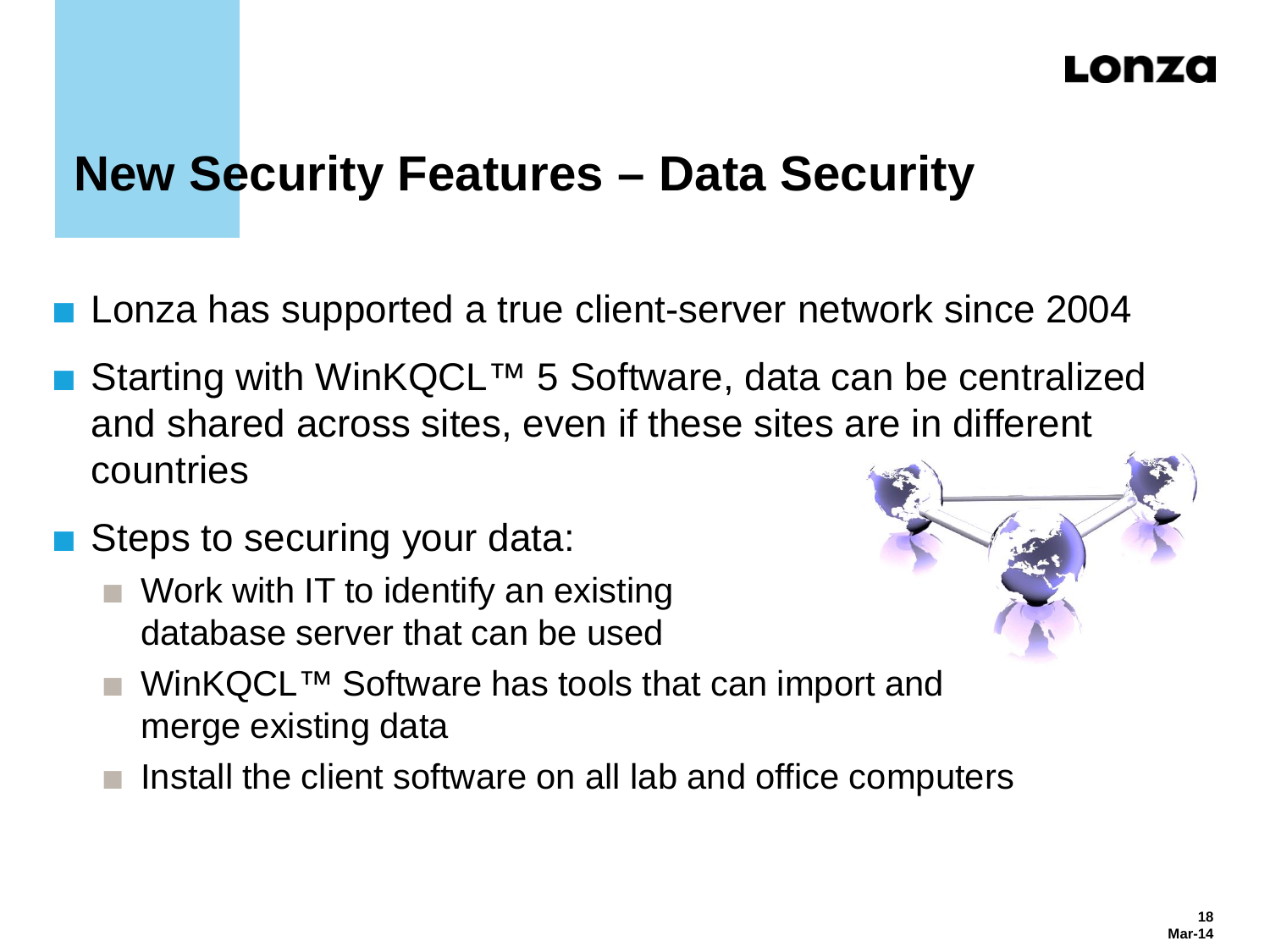# New Security Features – Data Security

- Lonza has supported a true client-server network since 2004
- Starting with WinKQCL™ 5 Software, data can be centralized and shared across sites, even if these sites are in different countries
- Steps to securing your data:
  - Work with IT to identify an existing database server that can be used
  - WinKQCL™ Software has tools that can import and merge existing data
  - Install the client software on all lab and office computers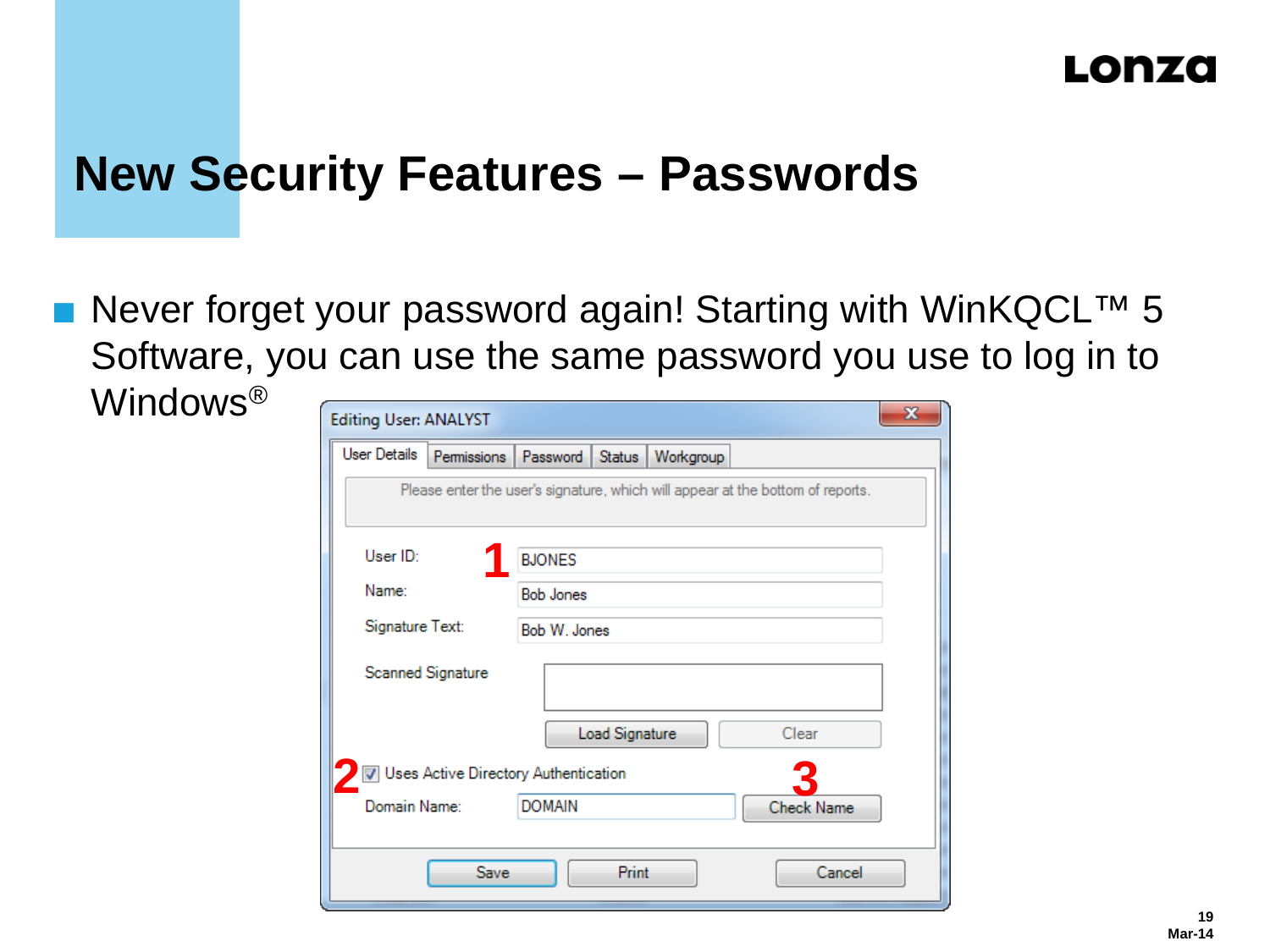# New Security Features – Passwords

- Never forget your password again! Starting with WinKQCL™ 5 Software, you can use the same password you use to log in to Windows®

Editing User: ANALYST

User Details | Permissions | Password | Status | Workgroup

Please enter the user's signature, which will appear at the bottom of reports.

User ID: **1** BJONES

Name: Bob Jones

Signature Text: Bob W. Jones

Scanned Signature

Load Signature | Clear

**2** ☑ Uses Active Directory Authentication **3**

Domain Name: DOMAIN | Check Name

Save | Print | Cancel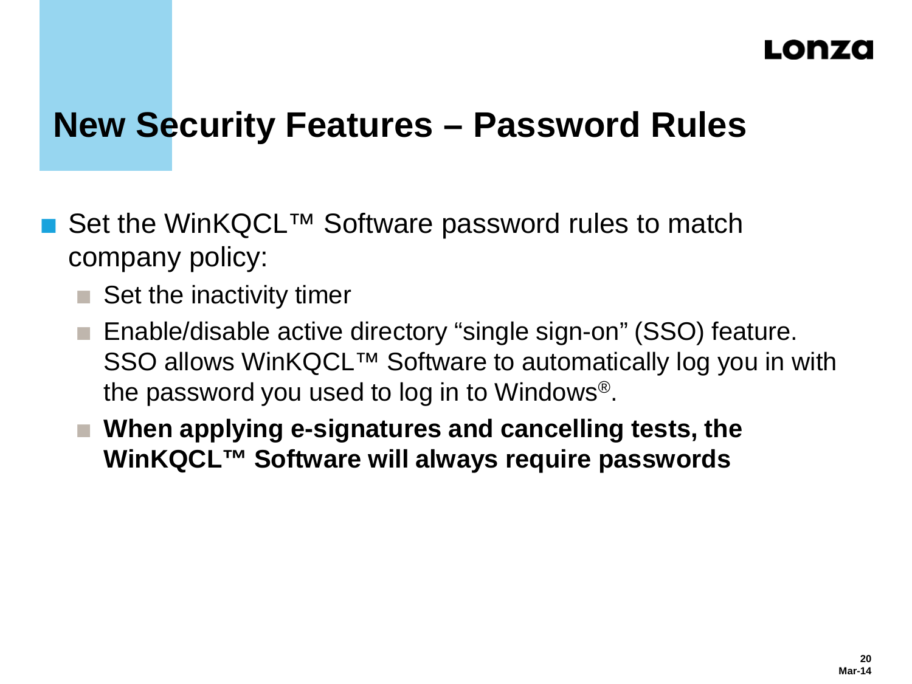# New Security Features – Password Rules

- Set the WinKQCL™ Software password rules to match company policy:
  - Set the inactivity timer
  - Enable/disable active directory “single sign-on” (SSO) feature. SSO allows WinKQCL™ Software to automatically log you in with the password you used to log in to Windows®.
  - **When applying e-signatures and cancelling tests, the WinKQCL™ Software will always require passwords**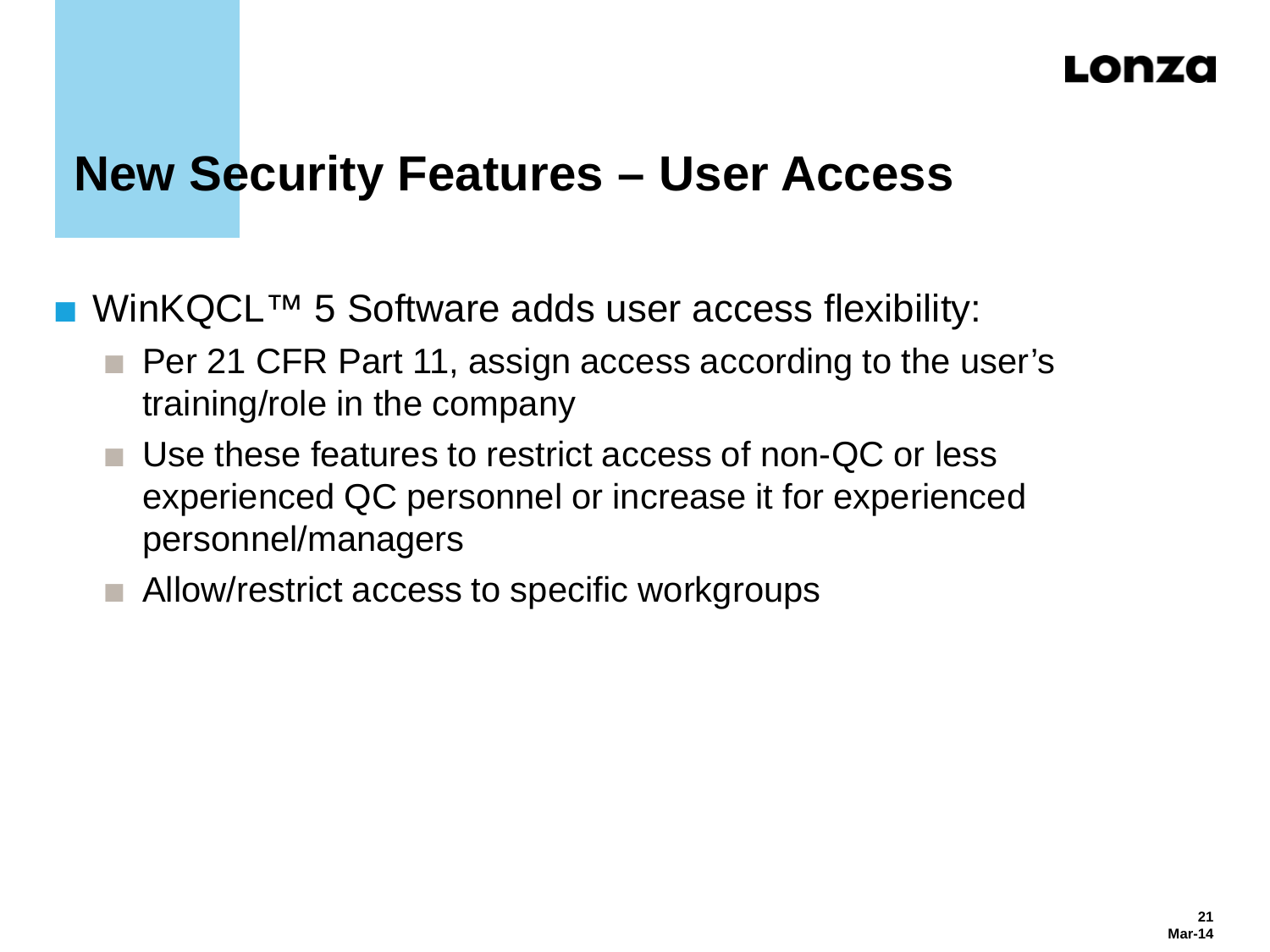# New Security Features – User Access

- WinKQCL™ 5 Software adds user access flexibility:
  - Per 21 CFR Part 11, assign access according to the user's training/role in the company
  - Use these features to restrict access of non-QC or less experienced QC personnel or increase it for experienced personnel/managers
  - Allow/restrict access to specific workgroups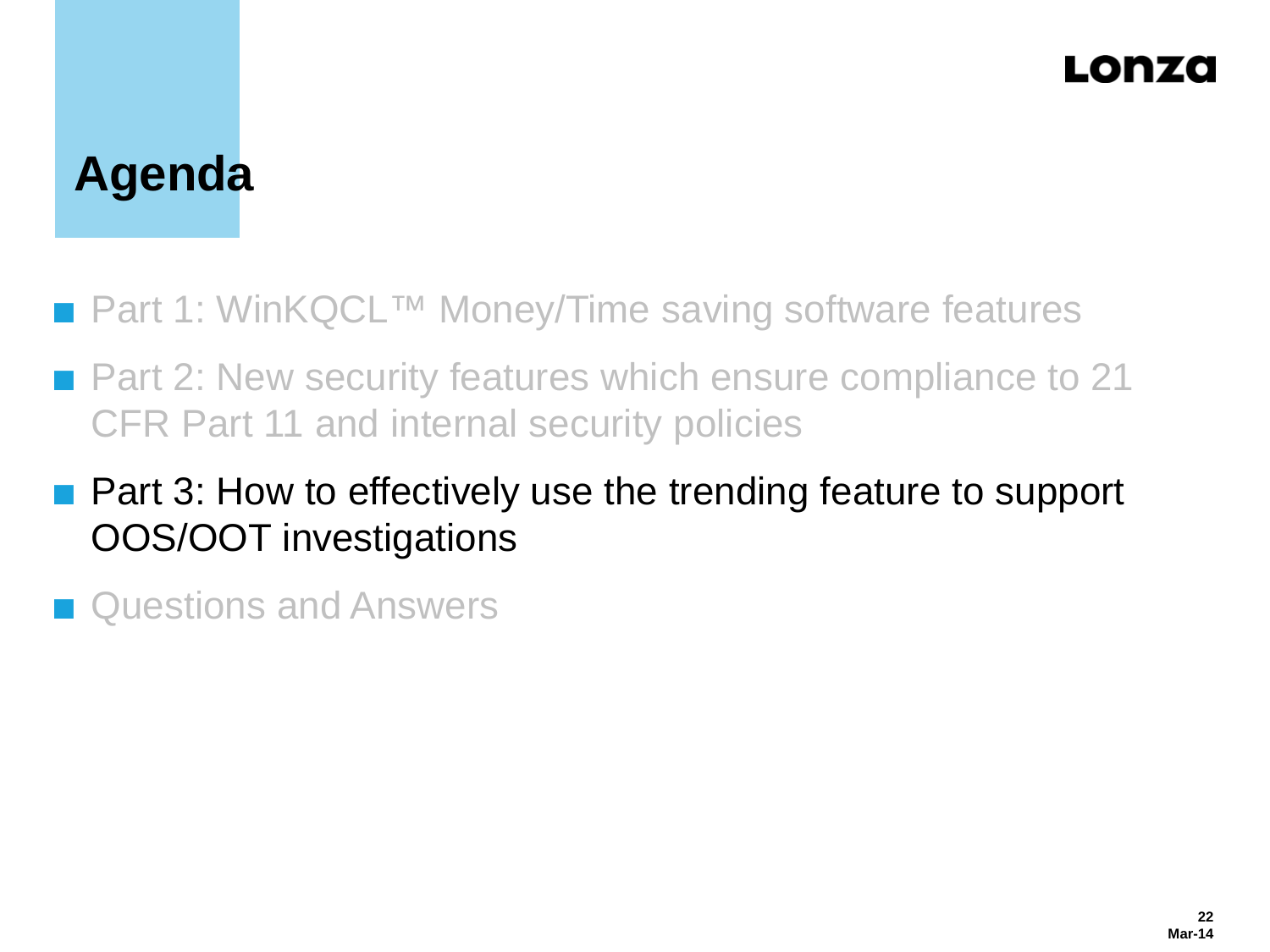# Agenda

- Part 1: WinKQCL™ Money/Time saving software features
- Part 2: New security features which ensure compliance to 21 CFR Part 11 and internal security policies
- Part 3: How to effectively use the trending feature to support OOS/OOT investigations
- Questions and Answers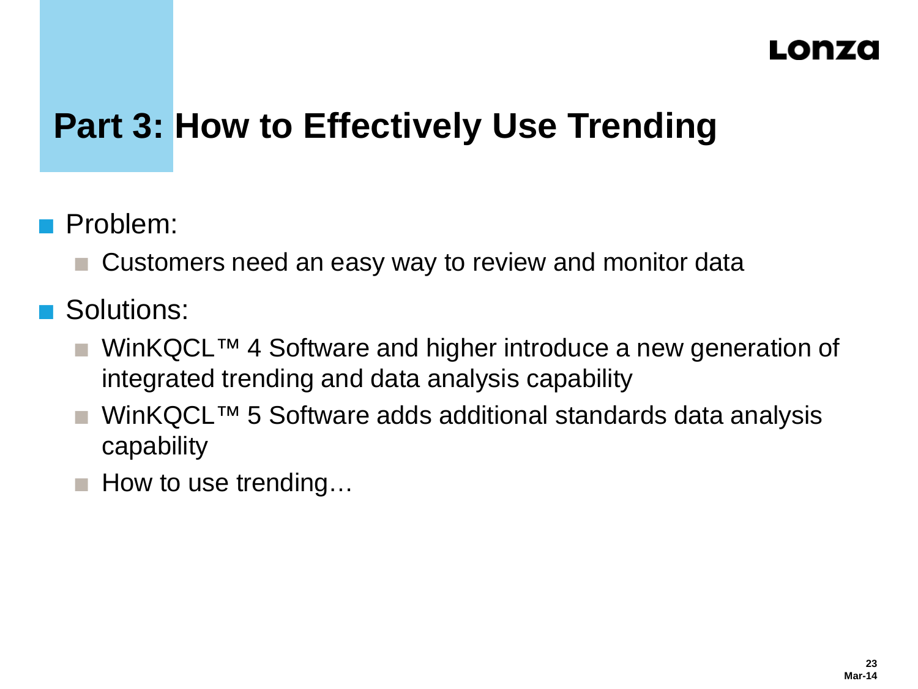# Part 3: How to Effectively Use Trending

- Problem:
  - Customers need an easy way to review and monitor data
- Solutions:
  - WinKQCL™ 4 Software and higher introduce a new generation of integrated trending and data analysis capability
  - WinKQCL™ 5 Software adds additional standards data analysis capability
  - How to use trending…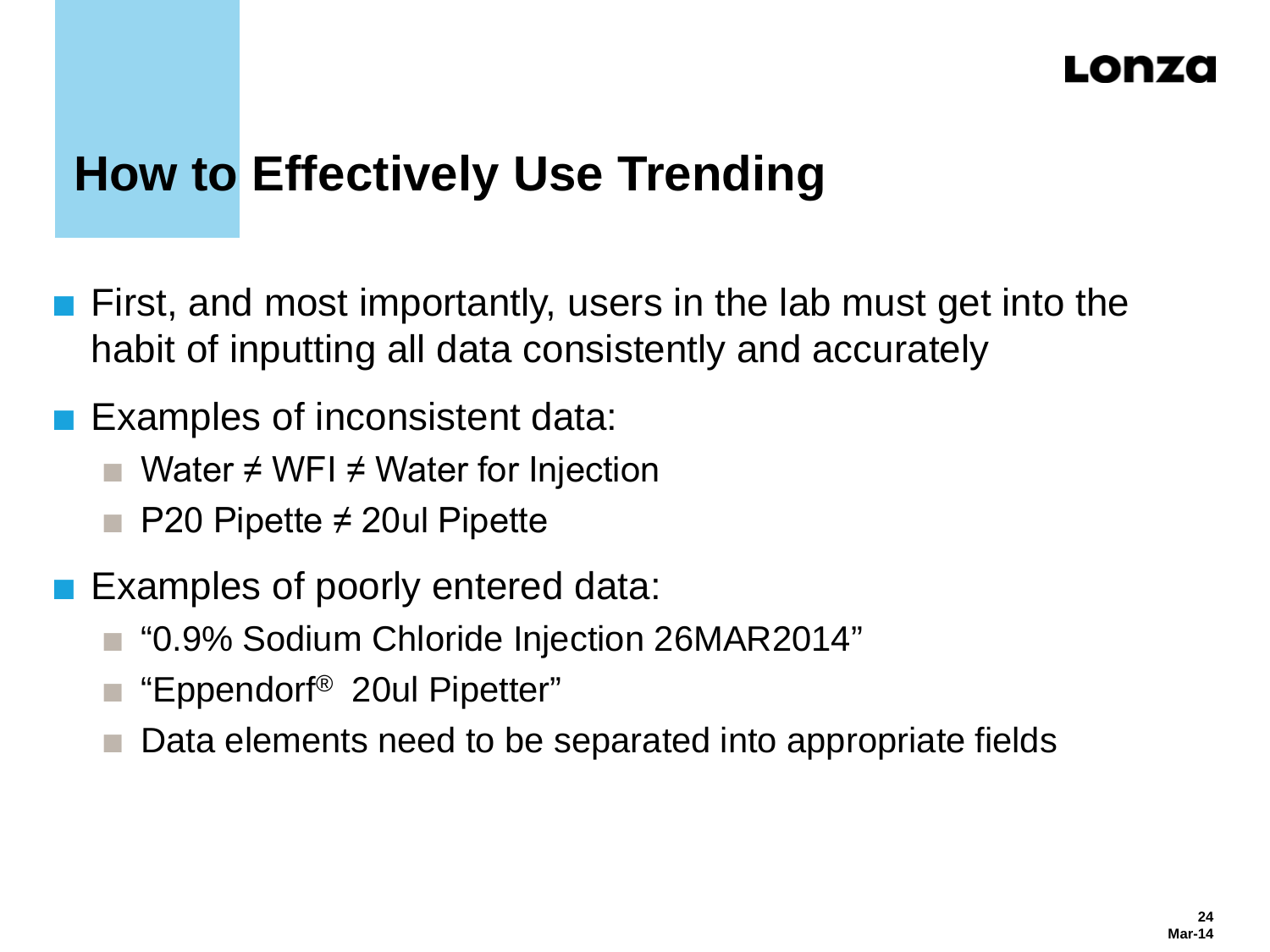# How to Effectively Use Trending

- First, and most importantly, users in the lab must get into the habit of inputting all data consistently and accurately
- Examples of inconsistent data:
  - Water ≠ WFI ≠ Water for Injection
  - P20 Pipette ≠ 20ul Pipette
- Examples of poorly entered data:
  - "0.9% Sodium Chloride Injection 26MAR2014"
  - "Eppendorf® 20ul Pipetter"
  - Data elements need to be separated into appropriate fields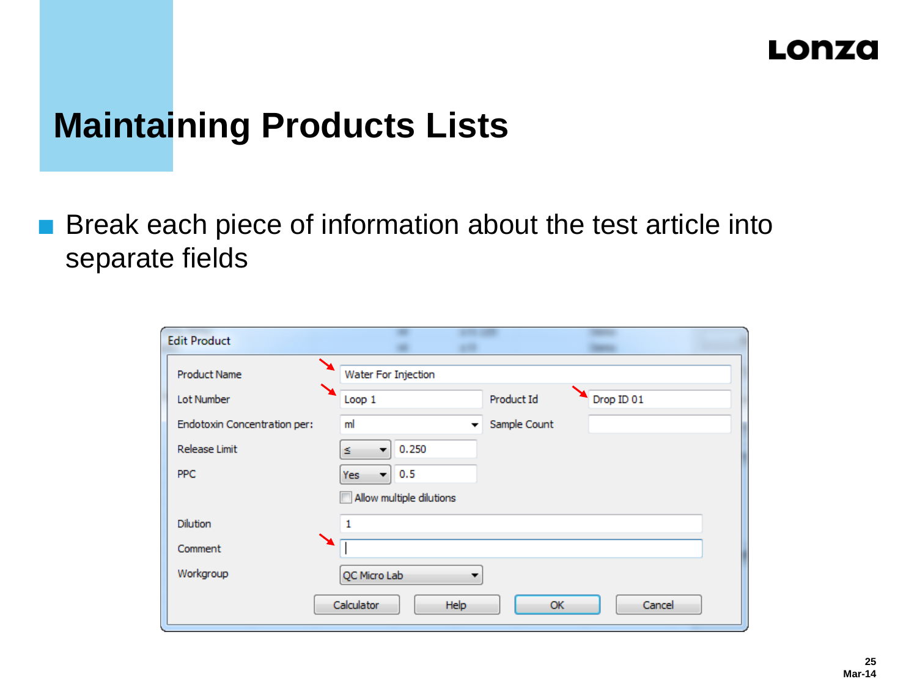# Maintaining Products Lists

- Break each piece of information about the test article into separate fields

**Edit Product**

| Field | Value | Field | Value |
| --- | --- | --- | --- |
| Product Name | Water For Injection | | |
| Lot Number | Loop 1 | Product Id | Drop ID 01 |
| Endotoxin Concentration per: | ml | Sample Count | |
| Release Limit | ≤ 0.250 | | |
| PPC | Yes 0.5 | | |
| | Allow multiple dilutions | | |
| Dilution | 1 | | |
| Comment | | | |
| Workgroup | QC Micro Lab | | |

Calculator | Help | OK | Cancel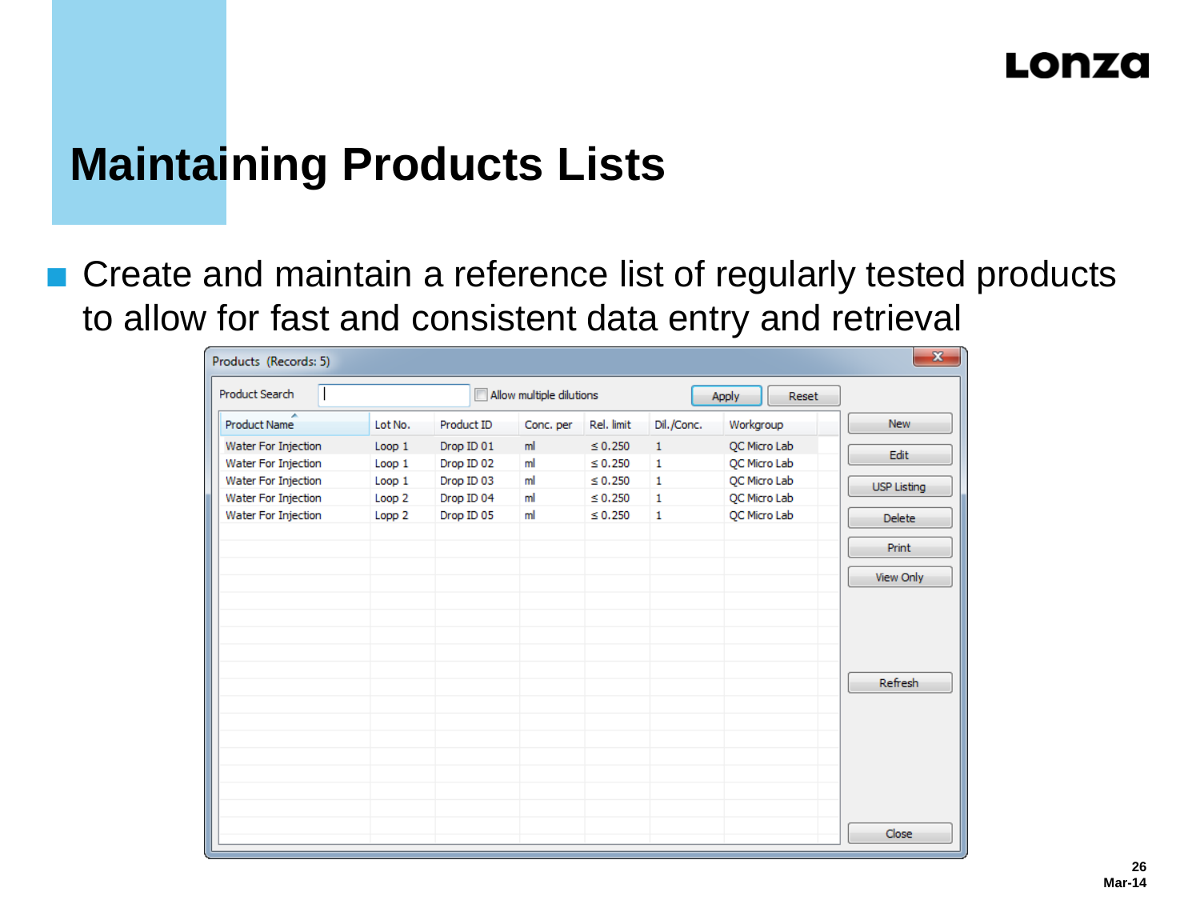# Maintaining Products Lists

- Create and maintain a reference list of regularly tested products to allow for fast and consistent data entry and retrieval

Products (Records: 5)

Product Search [ ] Allow multiple dilutions Apply Reset

| Product Name | Lot No. | Product ID | Conc. per | Rel. limit | Dil./Conc. | Workgroup |
|---|---|---|---|---|---|---|
| Water For Injection | Loop 1 | Drop ID 01 | ml | ≤ 0.250 | 1 | QC Micro Lab |
| Water For Injection | Loop 1 | Drop ID 02 | ml | ≤ 0.250 | 1 | QC Micro Lab |
| Water For Injection | Loop 1 | Drop ID 03 | ml | ≤ 0.250 | 1 | QC Micro Lab |
| Water For Injection | Loop 2 | Drop ID 04 | ml | ≤ 0.250 | 1 | QC Micro Lab |
| Water For Injection | Lopp 2 | Drop ID 05 | ml | ≤ 0.250 | 1 | QC Micro Lab |

New | Edit | USP Listing | Delete | Print | View Only | Refresh | Close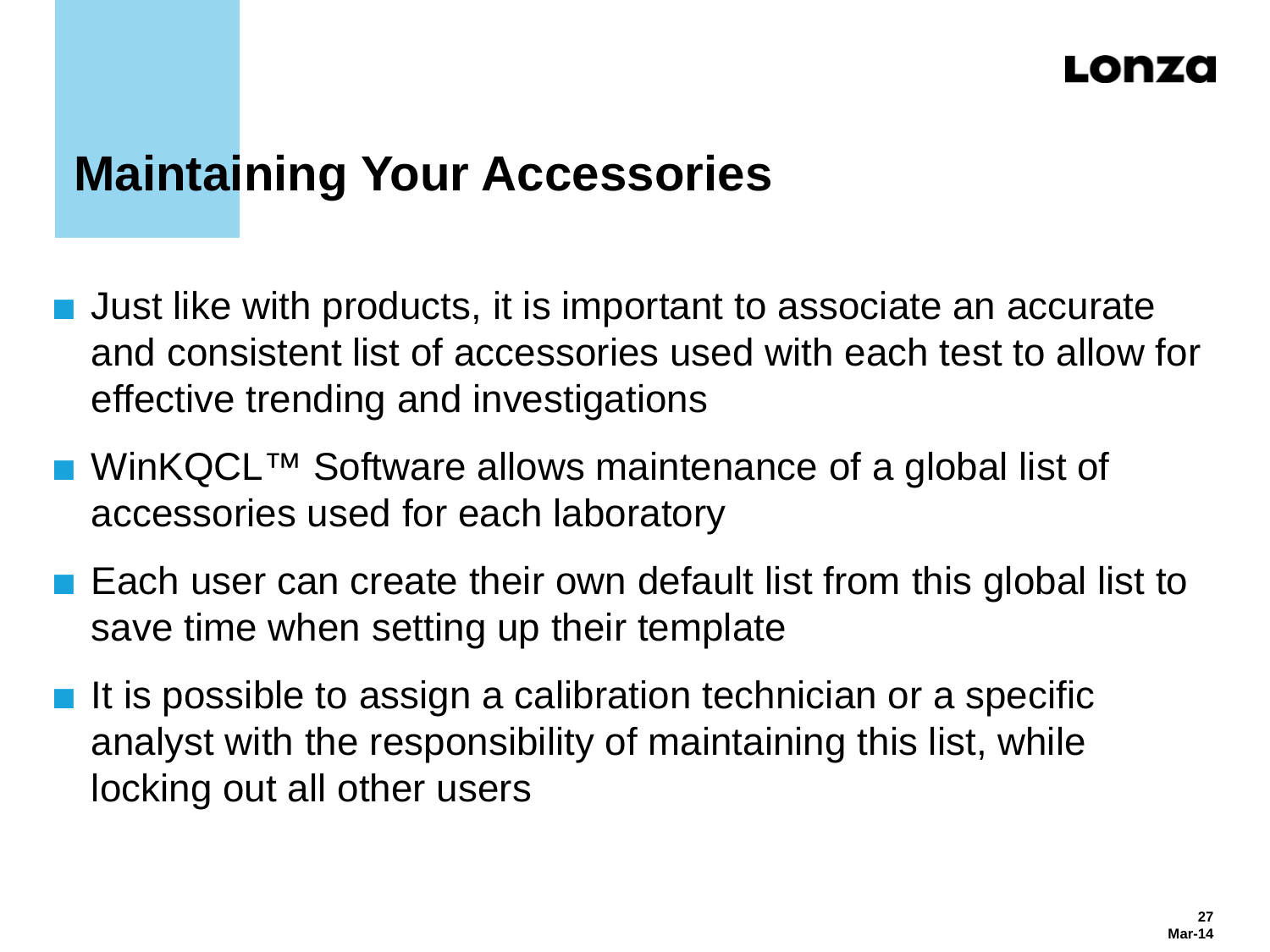# Maintaining Your Accessories

- Just like with products, it is important to associate an accurate and consistent list of accessories used with each test to allow for effective trending and investigations
- WinKQCL™ Software allows maintenance of a global list of accessories used for each laboratory
- Each user can create their own default list from this global list to save time when setting up their template
- It is possible to assign a calibration technician or a specific analyst with the responsibility of maintaining this list, while locking out all other users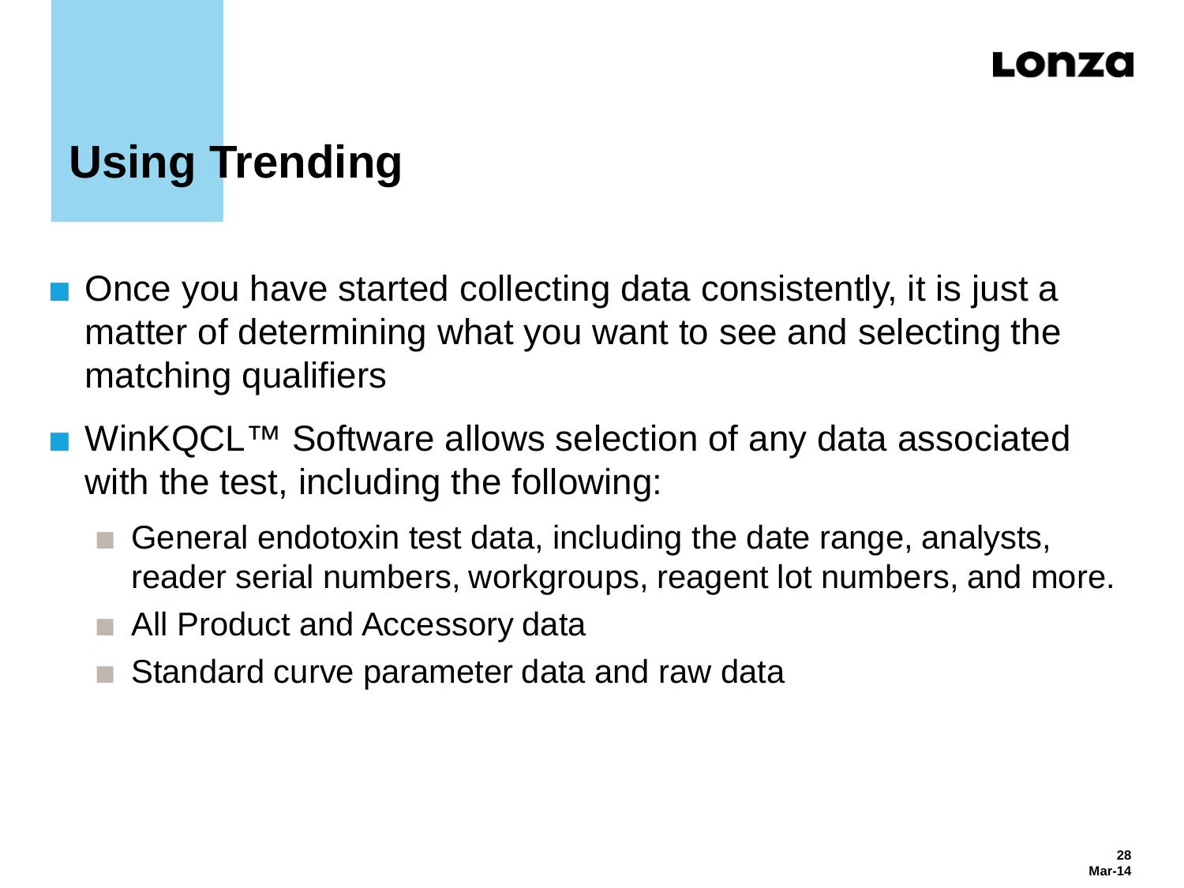# Using Trending

- Once you have started collecting data consistently, it is just a matter of determining what you want to see and selecting the matching qualifiers
- WinKQCL™ Software allows selection of any data associated with the test, including the following:
  - General endotoxin test data, including the date range, analysts, reader serial numbers, workgroups, reagent lot numbers, and more.
  - All Product and Accessory data
  - Standard curve parameter data and raw data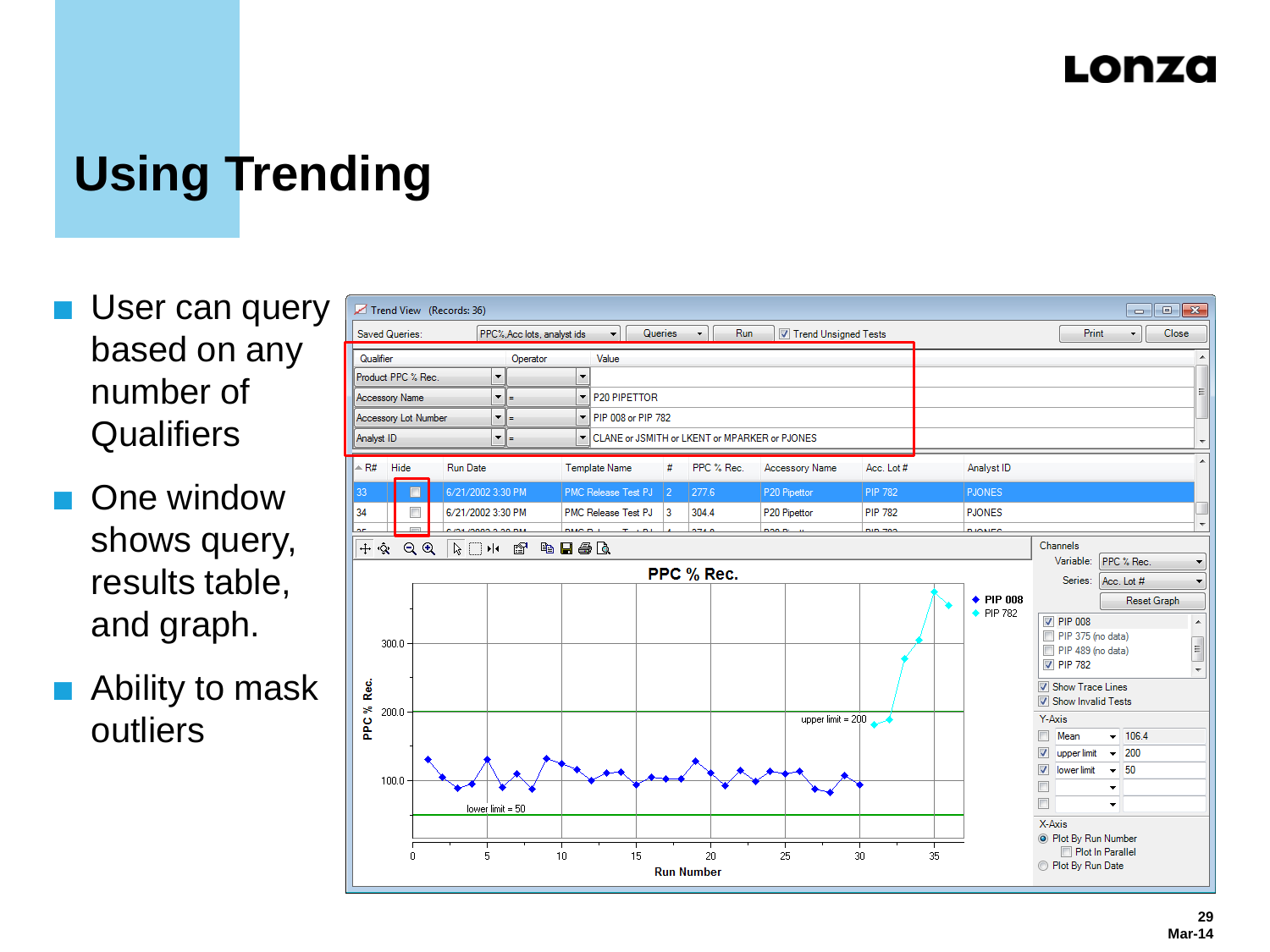# Using Trending

- User can query based on any number of Qualifiers
- One window shows query, results table, and graph.
- Ability to mask outliers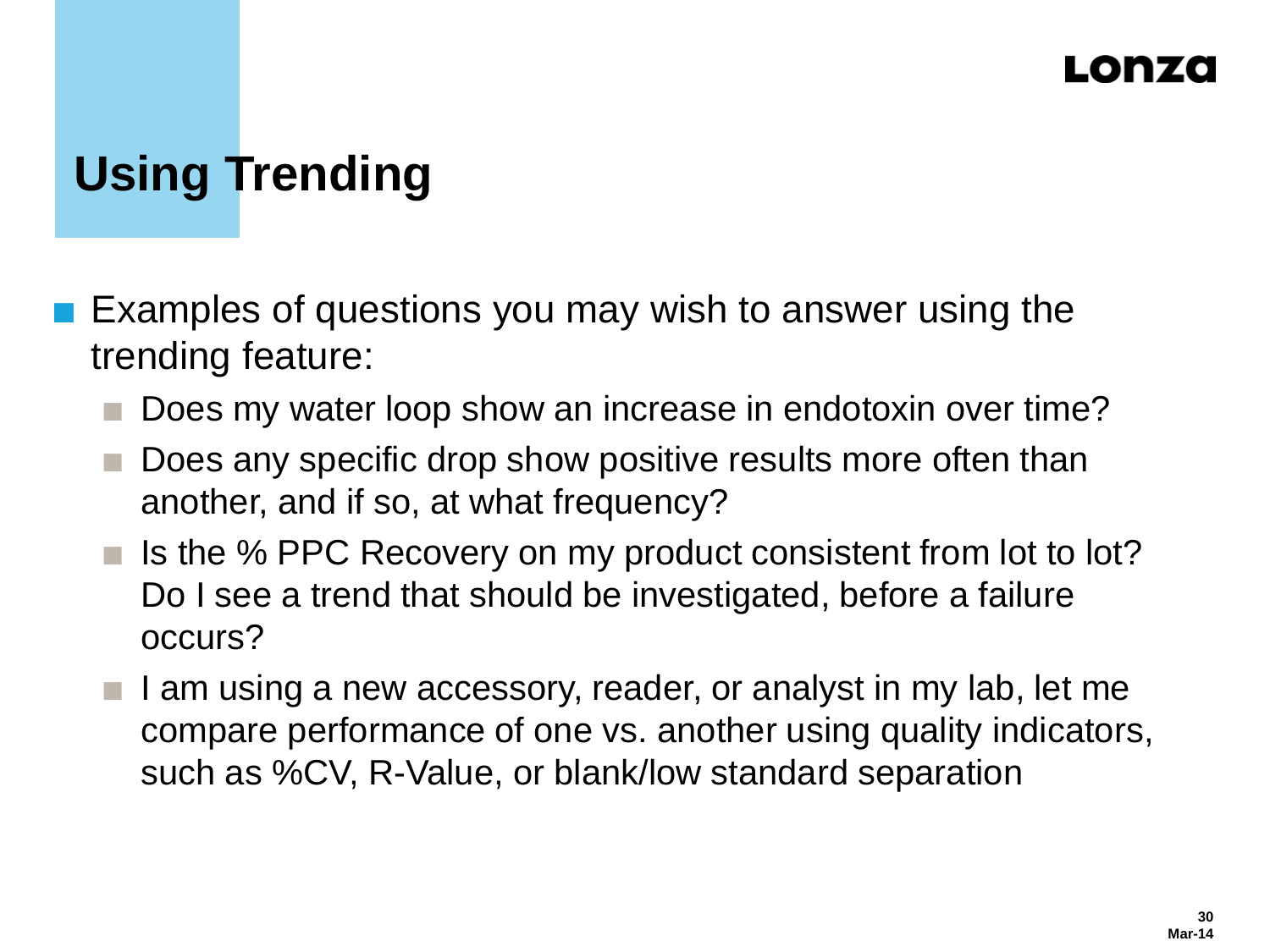# Using Trending

- Examples of questions you may wish to answer using the trending feature:
  - Does my water loop show an increase in endotoxin over time?
  - Does any specific drop show positive results more often than another, and if so, at what frequency?
  - Is the % PPC Recovery on my product consistent from lot to lot? Do I see a trend that should be investigated, before a failure occurs?
  - I am using a new accessory, reader, or analyst in my lab, let me compare performance of one vs. another using quality indicators, such as %CV, R-Value, or blank/low standard separation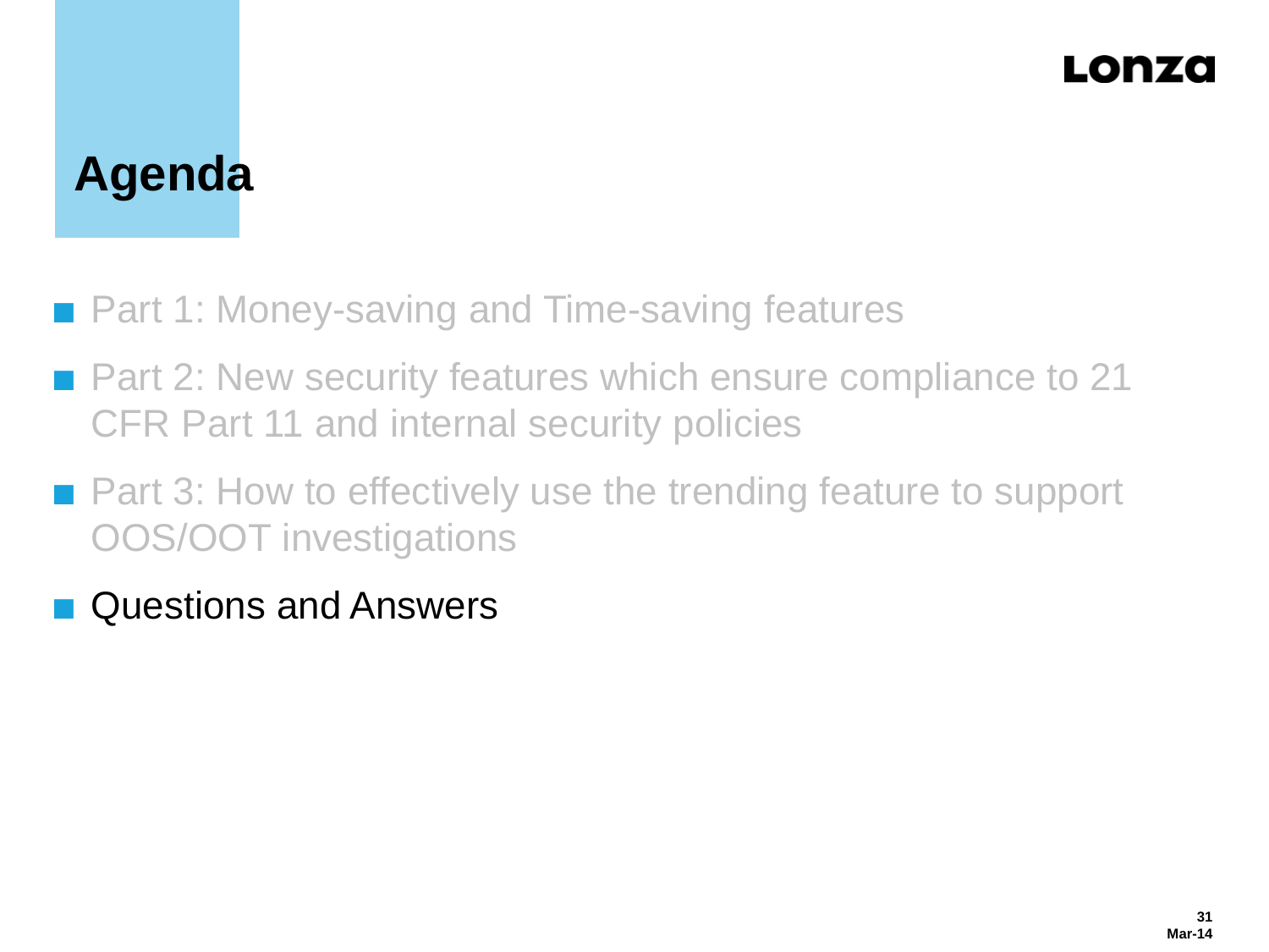# Agenda

- Part 1: Money-saving and Time-saving features
- Part 2: New security features which ensure compliance to 21 CFR Part 11 and internal security policies
- Part 3: How to effectively use the trending feature to support OOS/OOT investigations
- Questions and Answers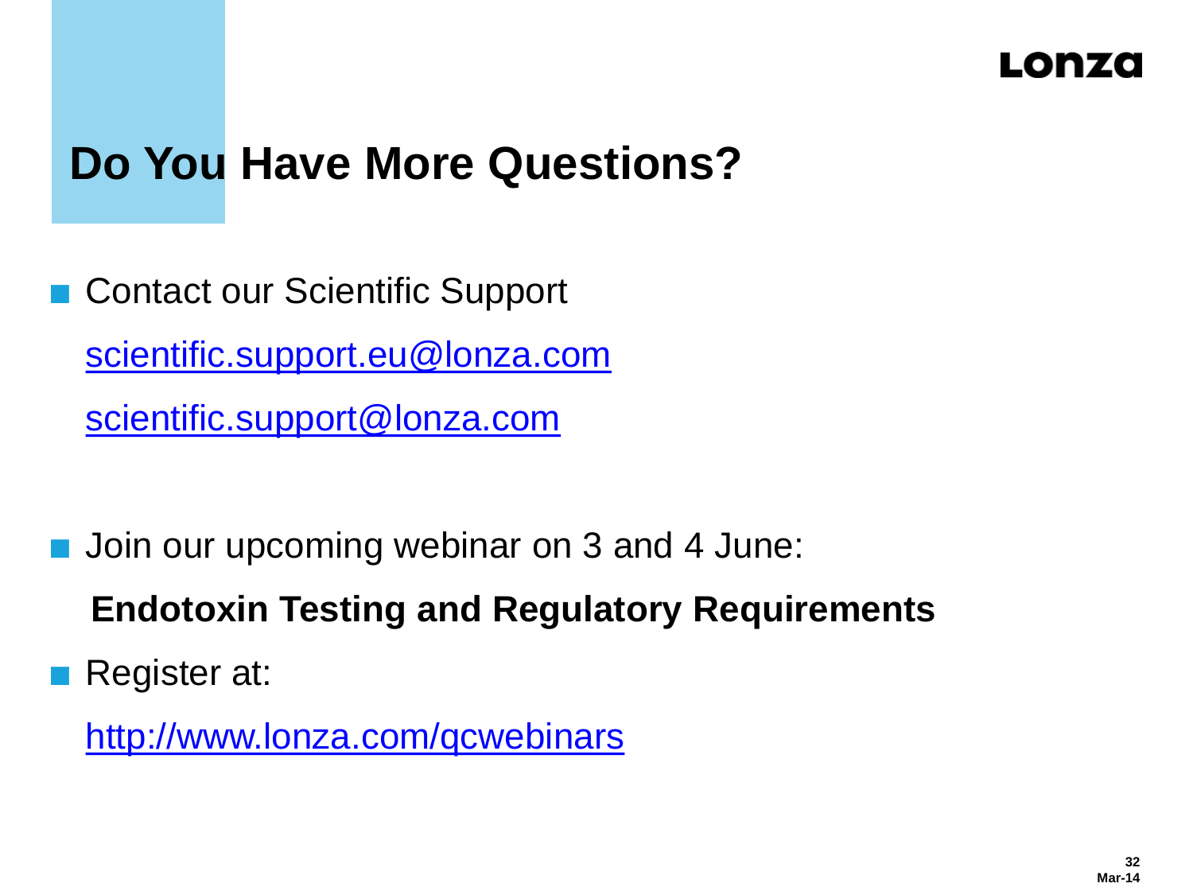# Do You Have More Questions?

- Contact our Scientific Support

  scientific.support.eu@lonza.com

  scientific.support@lonza.com

- Join our upcoming webinar on 3 and 4 June:

  **Endotoxin Testing and Regulatory Requirements**

- Register at:

  http://www.lonza.com/qcwebinars